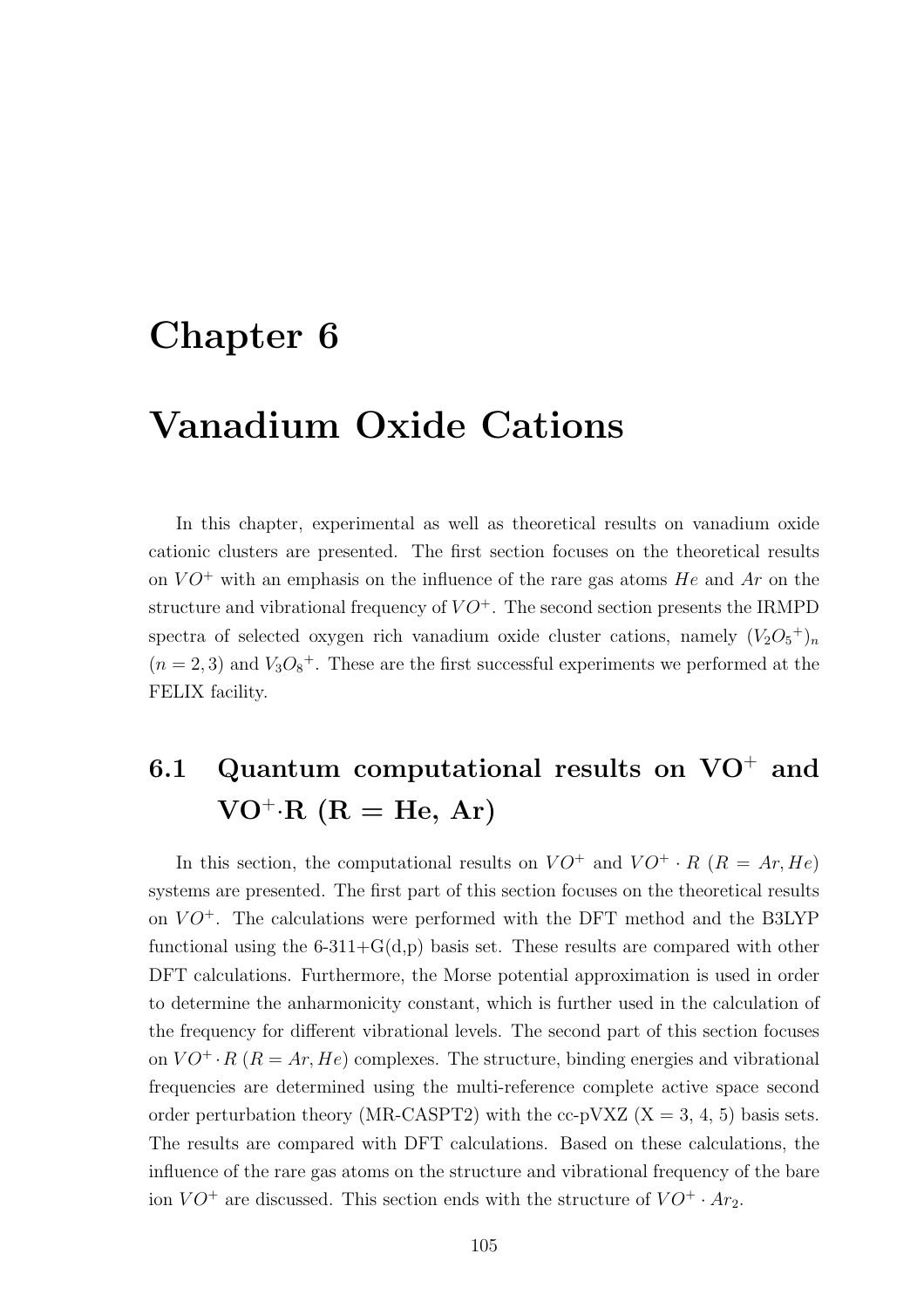# Chapter 6

# Vanadium Oxide Cations

In this chapter, experimental as well as theoretical results on vanadium oxide cationic clusters are presented. The first section focuses on the theoretical results on $VO^+$ with an emphasis on the influence of the rare gas atoms $He$ and $Ar$ on the structure and vibrational frequency of $VO^+$. The second section presents the IRMPD spectra of selected oxygen rich vanadium oxide cluster cations, namely $(V_2O_5{}^+)_n$ $(n = 2, 3)$ and $V_3O_8{}^+$. These are the first successful experiments we performed at the FELIX facility.

## 6.1 Quantum computational results on VO$^+$ and VO$^+$·R (R = He, Ar)

In this section, the computational results on $VO^+$ and $VO^+ \cdot R$ $(R = Ar, He)$ systems are presented. The first part of this section focuses on the theoretical results on $VO^+$. The calculations were performed with the DFT method and the B3LYP functional using the 6-311+G(d,p) basis set. These results are compared with other DFT calculations. Furthermore, the Morse potential approximation is used in order to determine the anharmonicity constant, which is further used in the calculation of the frequency for different vibrational levels. The second part of this section focuses on $VO^+ \cdot R$ $(R = Ar, He)$ complexes. The structure, binding energies and vibrational frequencies are determined using the multi-reference complete active space second order perturbation theory (MR-CASPT2) with the cc-pVXZ (X = 3, 4, 5) basis sets. The results are compared with DFT calculations. Based on these calculations, the influence of the rare gas atoms on the structure and vibrational frequency of the bare ion $VO^+$ are discussed. This section ends with the structure of $VO^+ \cdot Ar_2$.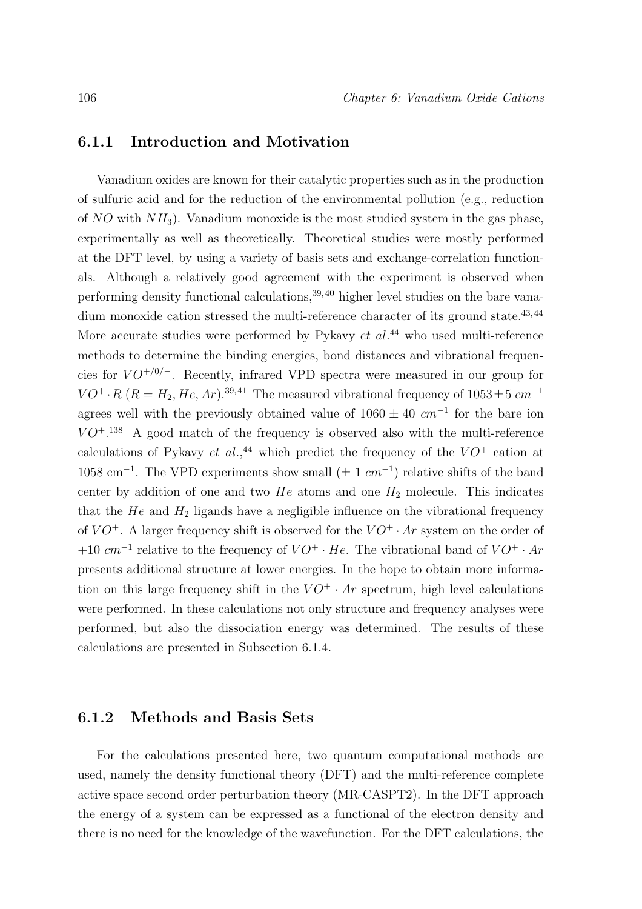### 6.1.1 Introduction and Motivation

Vanadium oxides are known for their catalytic properties such as in the production of sulfuric acid and for the reduction of the environmental pollution (e.g., reduction of $NO$ with $NH_3$). Vanadium monoxide is the most studied system in the gas phase, experimentally as well as theoretically. Theoretical studies were mostly performed at the DFT level, by using a variety of basis sets and exchange-correlation functionals. Although a relatively good agreement with the experiment is observed when performing density functional calculations,[39,40] higher level studies on the bare vanadium monoxide cation stressed the multi-reference character of its ground state.[43,44] More accurate studies were performed by Pykavy *et al.*[44] who used multi-reference methods to determine the binding energies, bond distances and vibrational frequencies for $VO^{+/0/-}$. Recently, infrared VPD spectra were measured in our group for $VO^+ \cdot R$ ($R = H_2, He, Ar$).[39,41] The measured vibrational frequency of $1053 \pm 5$ $cm^{-1}$ agrees well with the previously obtained value of $1060 \pm 40$ $cm^{-1}$ for the bare ion $VO^+$.[138] A good match of the frequency is observed also with the multi-reference calculations of Pykavy *et al.*,[44] which predict the frequency of the $VO^+$ cation at 1058 cm$^{-1}$. The VPD experiments show small ($\pm$ 1 $cm^{-1}$) relative shifts of the band center by addition of one and two $He$ atoms and one $H_2$ molecule. This indicates that the $He$ and $H_2$ ligands have a negligible influence on the vibrational frequency of $VO^+$. A larger frequency shift is observed for the $VO^+ \cdot Ar$ system on the order of $+10$ $cm^{-1}$ relative to the frequency of $VO^+ \cdot He$. The vibrational band of $VO^+ \cdot Ar$ presents additional structure at lower energies. In the hope to obtain more information on this large frequency shift in the $VO^+ \cdot Ar$ spectrum, high level calculations were performed. In these calculations not only structure and frequency analyses were performed, but also the dissociation energy was determined. The results of these calculations are presented in Subsection 6.1.4.

### 6.1.2 Methods and Basis Sets

For the calculations presented here, two quantum computational methods are used, namely the density functional theory (DFT) and the multi-reference complete active space second order perturbation theory (MR-CASPT2). In the DFT approach the energy of a system can be expressed as a functional of the electron density and there is no need for the knowledge of the wavefunction. For the DFT calculations, the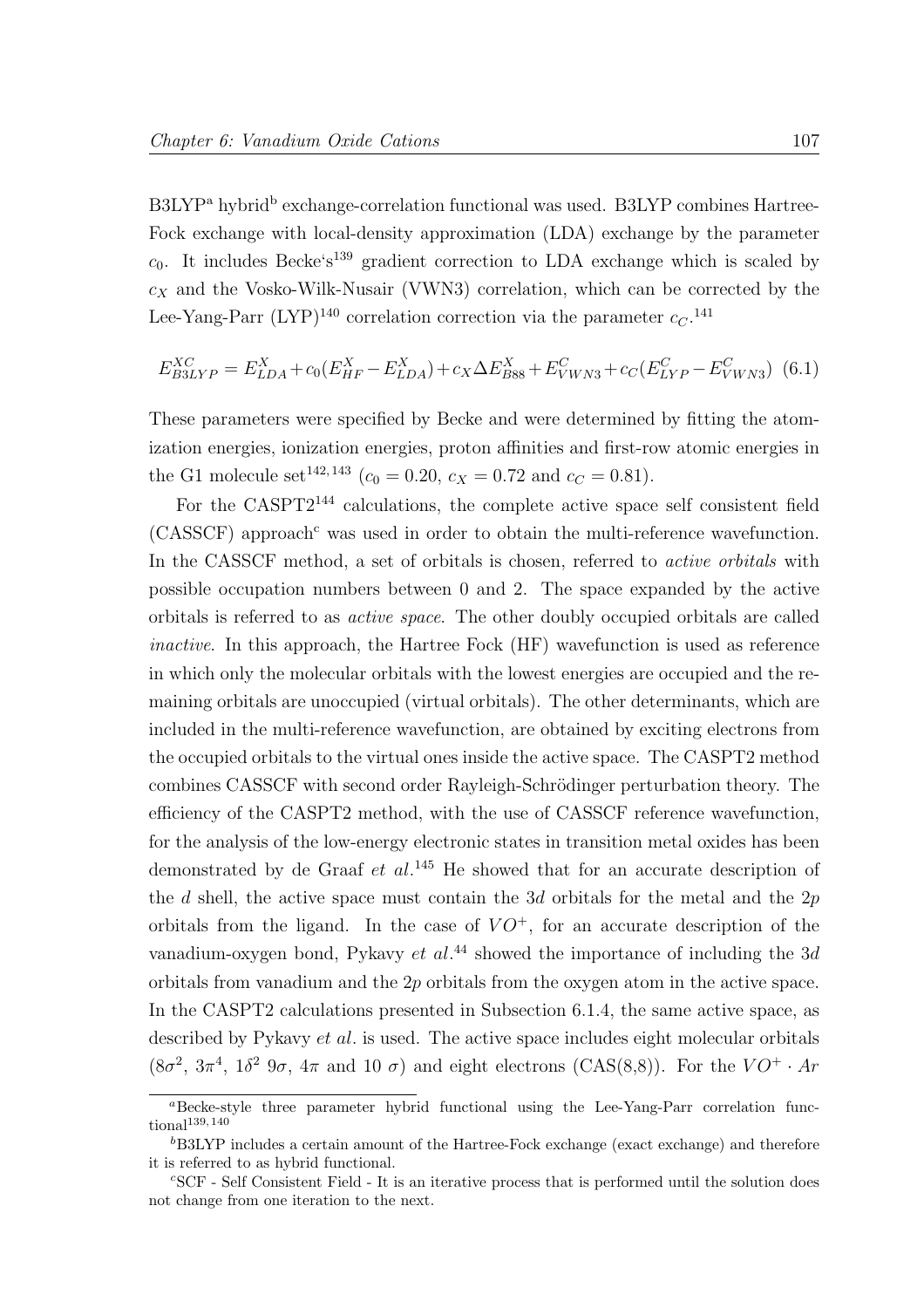B3LYP[a] hybrid[b] exchange-correlation functional was used. B3LYP combines Hartree-Fock exchange with local-density approximation (LDA) exchange by the parameter $c_0$. It includes Becke's[139] gradient correction to LDA exchange which is scaled by $c_X$ and the Vosko-Wilk-Nusair (VWN3) correlation, which can be corrected by the Lee-Yang-Parr (LYP)[140] correlation correction via the parameter $c_C$.[141]

$$E^{XC}_{B3LYP} = E^X_{LDA} + c_0(E^X_{HF} - E^X_{LDA}) + c_X \Delta E^X_{B88} + E^C_{VWN3} + c_C(E^C_{LYP} - E^C_{VWN3}) \quad (6.1)$$

These parameters were specified by Becke and were determined by fitting the atomization energies, ionization energies, proton affinities and first-row atomic energies in the G1 molecule set[142,143] ($c_0 = 0.20$, $c_X = 0.72$ and $c_C = 0.81$).

For the CASPT2[144] calculations, the complete active space self consistent field (CASSCF) approach[c] was used in order to obtain the multi-reference wavefunction. In the CASSCF method, a set of orbitals is chosen, referred to *active orbitals* with possible occupation numbers between 0 and 2. The space expanded by the active orbitals is referred to as *active space*. The other doubly occupied orbitals are called *inactive*. In this approach, the Hartree Fock (HF) wavefunction is used as reference in which only the molecular orbitals with the lowest energies are occupied and the remaining orbitals are unoccupied (virtual orbitals). The other determinants, which are included in the multi-reference wavefunction, are obtained by exciting electrons from the occupied orbitals to the virtual ones inside the active space. The CASPT2 method combines CASSCF with second order Rayleigh-Schrödinger perturbation theory. The efficiency of the CASPT2 method, with the use of CASSCF reference wavefunction, for the analysis of the low-energy electronic states in transition metal oxides has been demonstrated by de Graaf *et al.*[145] He showed that for an accurate description of the $d$ shell, the active space must contain the $3d$ orbitals for the metal and the $2p$ orbitals from the ligand. In the case of $VO^+$, for an accurate description of the vanadium-oxygen bond, Pykavy *et al.*[44] showed the importance of including the $3d$ orbitals from vanadium and the $2p$ orbitals from the oxygen atom in the active space. In the CASPT2 calculations presented in Subsection 6.1.4, the same active space, as described by Pykavy *et al.* is used. The active space includes eight molecular orbitals ($8\sigma^2$, $3\pi^4$, $1\delta^2$ $9\sigma$, $4\pi$ and $10\ \sigma$) and eight electrons (CAS(8,8)). For the $VO^+ \cdot Ar$

---

[a] Becke-style three parameter hybrid functional using the Lee-Yang-Parr correlation functional[139,140]

[b] B3LYP includes a certain amount of the Hartree-Fock exchange (exact exchange) and therefore it is referred to as hybrid functional.

[c] SCF - Self Consistent Field - It is an iterative process that is performed until the solution does not change from one iteration to the next.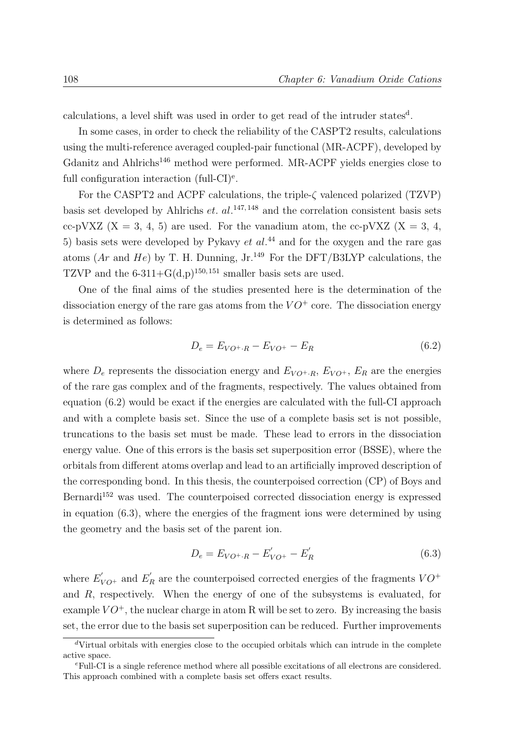calculations, a level shift was used in order to get read of the intruder states[d].

In some cases, in order to check the reliability of the CASPT2 results, calculations using the multi-reference averaged coupled-pair functional (MR-ACPF), developed by Gdanitz and Ahlrichs[146] method were performed. MR-ACPF yields energies close to full configuration interaction (full-CI)[e].

For the CASPT2 and ACPF calculations, the triple-$\zeta$ valenced polarized (TZVP) basis set developed by Ahlrichs *et. al.*[147,148] and the correlation consistent basis sets cc-pVXZ (X = 3, 4, 5) are used. For the vanadium atom, the cc-pVXZ (X = 3, 4, 5) basis sets were developed by Pykavy *et al.*[44] and for the oxygen and the rare gas atoms ($Ar$ and $He$) by T. H. Dunning, Jr.[149] For the DFT/B3LYP calculations, the TZVP and the 6-311+G(d,p)[150,151] smaller basis sets are used.

One of the final aims of the studies presented here is the determination of the dissociation energy of the rare gas atoms from the $VO^+$ core. The dissociation energy is determined as follows:

$$D_e = E_{VO^+ \cdot R} - E_{VO^+} - E_R \tag{6.2}$$

where $D_e$ represents the dissociation energy and $E_{VO^+ \cdot R}$, $E_{VO^+}$, $E_R$ are the energies of the rare gas complex and of the fragments, respectively. The values obtained from equation (6.2) would be exact if the energies are calculated with the full-CI approach and with a complete basis set. Since the use of a complete basis set is not possible, truncations to the basis set must be made. These lead to errors in the dissociation energy value. One of this errors is the basis set superposition error (BSSE), where the orbitals from different atoms overlap and lead to an artificially improved description of the corresponding bond. In this thesis, the counterpoised correction (CP) of Boys and Bernardi[152] was used. The counterpoised corrected dissociation energy is expressed in equation (6.3), where the energies of the fragment ions were determined by using the geometry and the basis set of the parent ion.

$$D_e = E_{VO^+ \cdot R} - E^{'}_{VO^+} - E^{'}_R \tag{6.3}$$

where $E^{'}_{VO^+}$ and $E^{'}_R$ are the counterpoised corrected energies of the fragments $VO^+$ and $R$, respectively. When the energy of one of the subsystems is evaluated, for example $VO^+$, the nuclear charge in atom R will be set to zero. By increasing the basis set, the error due to the basis set superposition can be reduced. Further improvements

[d]Virtual orbitals with energies close to the occupied orbitals which can intrude in the complete active space.

[e]Full-CI is a single reference method where all possible excitations of all electrons are considered. This approach combined with a complete basis set offers exact results.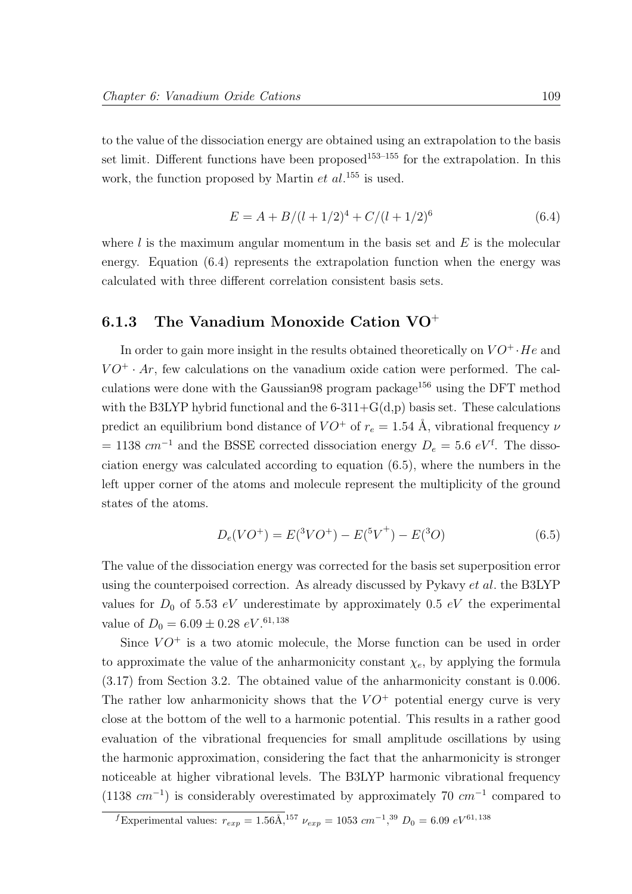to the value of the dissociation energy are obtained using an extrapolation to the basis set limit. Different functions have been proposed[153–155] for the extrapolation. In this work, the function proposed by Martin *et al.*[155] is used.

$$E = A + B/(l + 1/2)^4 + C/(l + 1/2)^6 \tag{6.4}$$

where $l$ is the maximum angular momentum in the basis set and $E$ is the molecular energy. Equation (6.4) represents the extrapolation function when the energy was calculated with three different correlation consistent basis sets.

### 6.1.3 The Vanadium Monoxide Cation $VO^+$

In order to gain more insight in the results obtained theoretically on $VO^+ \cdot He$ and $VO^+ \cdot Ar$, few calculations on the vanadium oxide cation were performed. The calculations were done with the Gaussian98 program package[156] using the DFT method with the B3LYP hybrid functional and the 6-311+G(d,p) basis set. These calculations predict an equilibrium bond distance of $VO^+$ of $r_e = 1.54$ Å, vibrational frequency $\nu = 1138\ cm^{-1}$ and the BSSE corrected dissociation energy $D_e = 5.6\ eV$[f]. The dissociation energy was calculated according to equation (6.5), where the numbers in the left upper corner of the atoms and molecule represent the multiplicity of the ground states of the atoms.

$$D_e(VO^+) = E(^3VO^+) - E(^5V^+) - E(^3O) \tag{6.5}$$

The value of the dissociation energy was corrected for the basis set superposition error using the counterpoised correction. As already discussed by Pykavy *et al.* the B3LYP values for $D_0$ of 5.53 $eV$ underestimate by approximately 0.5 $eV$ the experimental value of $D_0 = 6.09 \pm 0.28\ eV$.[61,138]

Since $VO^+$ is a two atomic molecule, the Morse function can be used in order to approximate the value of the anharmonicity constant $\chi_e$, by applying the formula (3.17) from Section 3.2. The obtained value of the anharmonicity constant is 0.006. The rather low anharmonicity shows that the $VO^+$ potential energy curve is very close at the bottom of the well to a harmonic potential. This results in a rather good evaluation of the vibrational frequencies for small amplitude oscillations by using the harmonic approximation, considering the fact that the anharmonicity is stronger noticeable at higher vibrational levels. The B3LYP harmonic vibrational frequency (1138 $cm^{-1}$) is considerably overestimated by approximately 70 $cm^{-1}$ compared to

[f] Experimental values: $r_{exp} = 1.56$Å,[157] $\nu_{exp} = 1053\ cm^{-1}$,[39] $D_0 = 6.09\ eV$[61,138]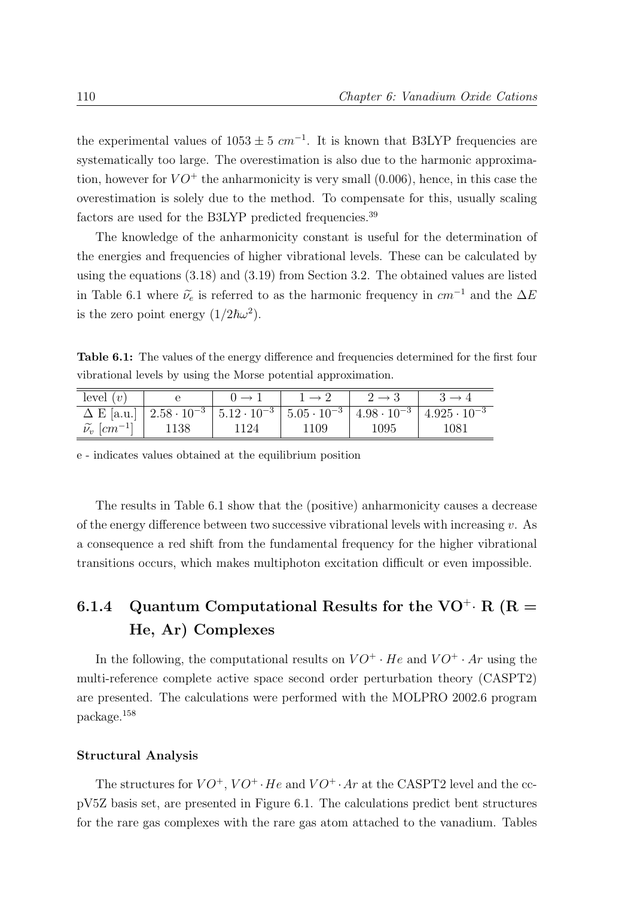the experimental values of $1053 \pm 5\ cm^{-1}$. It is known that B3LYP frequencies are systematically too large. The overestimation is also due to the harmonic approximation, however for $VO^+$ the anharmonicity is very small (0.006), hence, in this case the overestimation is solely due to the method. To compensate for this, usually scaling factors are used for the B3LYP predicted frequencies.[39]

The knowledge of the anharmonicity constant is useful for the determination of the energies and frequencies of higher vibrational levels. These can be calculated by using the equations (3.18) and (3.19) from Section 3.2. The obtained values are listed in Table 6.1 where $\widetilde{\nu_e}$ is referred to as the harmonic frequency in $cm^{-1}$ and the $\Delta E$ is the zero point energy $(1/2\hbar\omega^2)$.

**Table 6.1:** The values of the energy difference and frequencies determined for the first four vibrational levels by using the Morse potential approximation.

| level ($v$) | e | $0 \rightarrow 1$ | $1 \rightarrow 2$ | $2 \rightarrow 3$ | $3 \rightarrow 4$ |
|---|---|---|---|---|---|
| $\Delta$ E [a.u.] | $2.58 \cdot 10^{-3}$ | $5.12 \cdot 10^{-3}$ | $5.05 \cdot 10^{-3}$ | $4.98 \cdot 10^{-3}$ | $4.925 \cdot 10^{-3}$ |
| $\widetilde{\nu_v}$ [$cm^{-1}$] | 1138 | 1124 | 1109 | 1095 | 1081 |

e - indicates values obtained at the equilibrium position

The results in Table 6.1 show that the (positive) anharmonicity causes a decrease of the energy difference between two successive vibrational levels with increasing $v$. As a consequence a red shift from the fundamental frequency for the higher vibrational transitions occurs, which makes multiphoton excitation difficult or even impossible.

### 6.1.4 Quantum Computational Results for the $VO^+ \cdot$ R (R = He, Ar) Complexes

In the following, the computational results on $VO^+ \cdot He$ and $VO^+ \cdot Ar$ using the multi-reference complete active space second order perturbation theory (CASPT2) are presented. The calculations were performed with the MOLPRO 2002.6 program package.[158]

#### Structural Analysis

The structures for $VO^+$, $VO^+ \cdot He$ and $VO^+ \cdot Ar$ at the CASPT2 level and the cc-pV5Z basis set, are presented in Figure 6.1. The calculations predict bent structures for the rare gas complexes with the rare gas atom attached to the vanadium. Tables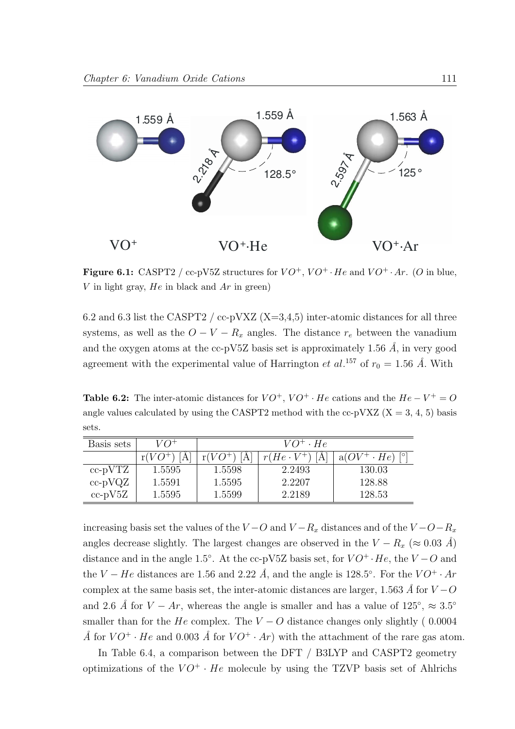**Figure 6.1:** CASPT2 / cc-pV5Z structures for $VO^+$, $VO^+ \cdot He$ and $VO^+ \cdot Ar$. ($O$ in blue, $V$ in light gray, $He$ in black and $Ar$ in green)

6.2 and 6.3 list the CASPT2 / cc-pVXZ (X=3,4,5) inter-atomic distances for all three systems, as well as the $O-V-R_x$ angles. The distance $r_e$ between the vanadium and the oxygen atoms at the cc-pV5Z basis set is approximately 1.56 $\AA$, in very good agreement with the experimental value of Harrington *et al.*[157] of $r_0 = 1.56$ $\AA$. With

**Table 6.2:** The inter-atomic distances for $VO^+$, $VO^+ \cdot He$ cations and the $He - V^+ = O$ angle values calculated by using the CASPT2 method with the cc-pVXZ (X = 3, 4, 5) basis sets.

| Basis sets | $VO^+$ | $VO^+ \cdot He$ | | |
|---|---|---|---|---|
| | r($VO^+$) [Å] | r($VO^+$) [Å] | $r(He \cdot V^+)$ [Å] | a($OV^+ \cdot He$) [°] |
| cc-pVTZ | 1.5595 | 1.5598 | 2.2493 | 130.03 |
| cc-pVQZ | 1.5591 | 1.5595 | 2.2207 | 128.88 |
| cc-pV5Z | 1.5595 | 1.5599 | 2.2189 | 128.53 |

increasing basis set the values of the $V-O$ and $V-R_x$ distances and of the $V-O-R_x$ angles decrease slightly. The largest changes are observed in the $V - R_x$ ($\approx 0.03$ $\AA$) distance and in the angle 1.5°. At the cc-pV5Z basis set, for $VO^+ \cdot He$, the $V-O$ and the $V-He$ distances are 1.56 and 2.22 $\AA$, and the angle is 128.5°. For the $VO^+ \cdot Ar$ complex at the same basis set, the inter-atomic distances are larger, 1.563 $\AA$ for $V-O$ and 2.6 $\AA$ for $V-Ar$, whereas the angle is smaller and has a value of 125°, $\approx 3.5°$ smaller than for the $He$ complex. The $V-O$ distance changes only slightly ( 0.0004 $\AA$ for $VO^+ \cdot He$ and 0.003 $\AA$ for $VO^+ \cdot Ar$) with the attachment of the rare gas atom.

In Table 6.4, a comparison between the DFT / B3LYP and CASPT2 geometry optimizations of the $VO^+ \cdot He$ molecule by using the TZVP basis set of Ahlrichs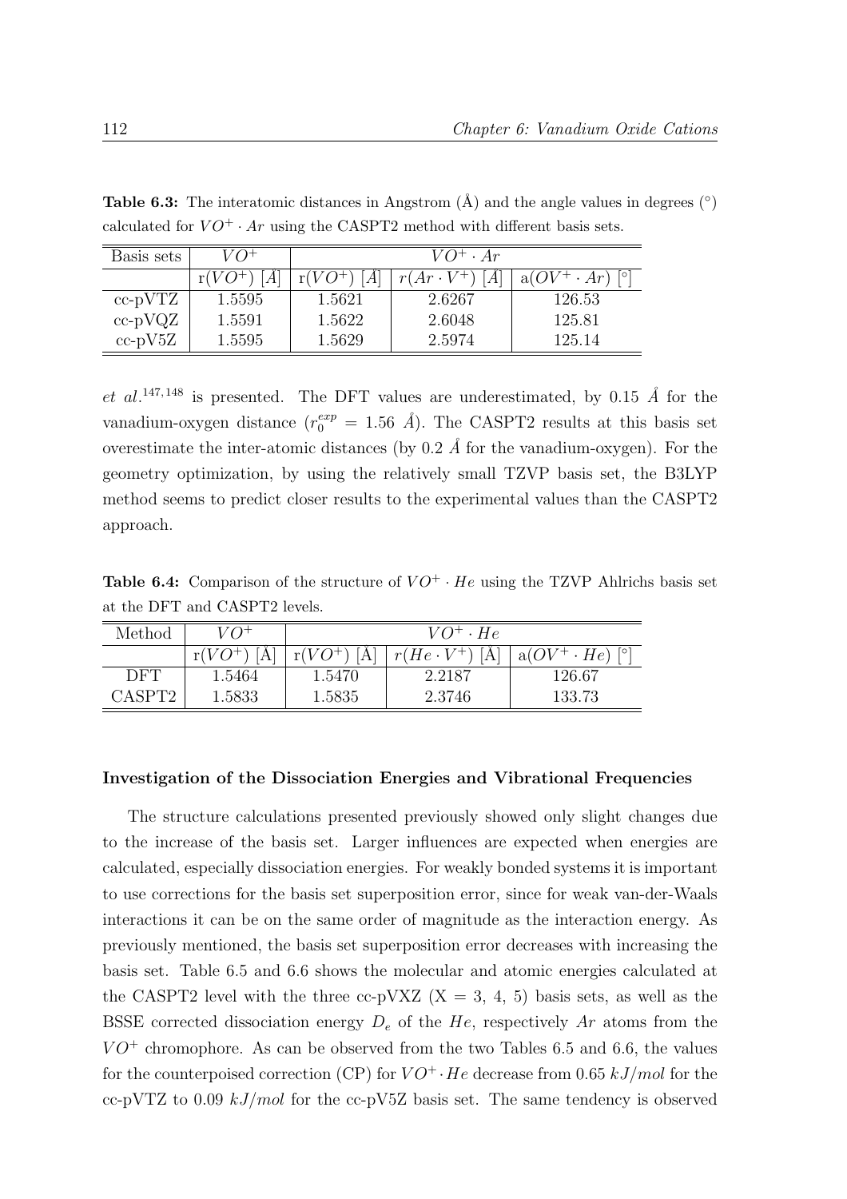**Table 6.3:** The interatomic distances in Angstrom (Å) and the angle values in degrees (°) calculated for $VO^+ \cdot Ar$ using the CASPT2 method with different basis sets.

| Basis sets | $VO^+$ | $VO^+ \cdot Ar$ | | |
|---|---|---|---|---|
| | r($VO^+$) [Å] | r($VO^+$) [Å] | $r(Ar \cdot V^+)$ [Å] | a($OV^+ \cdot Ar$) [°] |
| cc-pVTZ | 1.5595 | 1.5621 | 2.6267 | 126.53 |
| cc-pVQZ | 1.5591 | 1.5622 | 2.6048 | 125.81 |
| cc-pV5Z | 1.5595 | 1.5629 | 2.5974 | 125.14 |

*et al.*[147,148] is presented. The DFT values are underestimated, by 0.15 Å for the vanadium-oxygen distance ($r_0^{exp} = 1.56$ Å). The CASPT2 results at this basis set overestimate the inter-atomic distances (by 0.2 Å for the vanadium-oxygen). For the geometry optimization, by using the relatively small TZVP basis set, the B3LYP method seems to predict closer results to the experimental values than the CASPT2 approach.

**Table 6.4:** Comparison of the structure of $VO^+ \cdot He$ using the TZVP Ahlrichs basis set at the DFT and CASPT2 levels.

| Method | $VO^+$ | $VO^+ \cdot He$ | | |
|---|---|---|---|---|
| | r($VO^+$) [Å] | r($VO^+$) [Å] | $r(He \cdot V^+)$ [Å] | a($OV^+ \cdot He$) [°] |
| DFT | 1.5464 | 1.5470 | 2.2187 | 126.67 |
| CASPT2 | 1.5833 | 1.5835 | 2.3746 | 133.73 |

#### Investigation of the Dissociation Energies and Vibrational Frequencies

The structure calculations presented previously showed only slight changes due to the increase of the basis set. Larger influences are expected when energies are calculated, especially dissociation energies. For weakly bonded systems it is important to use corrections for the basis set superposition error, since for weak van-der-Waals interactions it can be on the same order of magnitude as the interaction energy. As previously mentioned, the basis set superposition error decreases with increasing the basis set. Table 6.5 and 6.6 shows the molecular and atomic energies calculated at the CASPT2 level with the three cc-pVXZ (X = 3, 4, 5) basis sets, as well as the BSSE corrected dissociation energy $D_e$ of the $He$, respectively $Ar$ atoms from the $VO^+$ chromophore. As can be observed from the two Tables 6.5 and 6.6, the values for the counterpoised correction (CP) for $VO^+ \cdot He$ decrease from 0.65 $kJ/mol$ for the cc-pVTZ to 0.09 $kJ/mol$ for the cc-pV5Z basis set. The same tendency is observed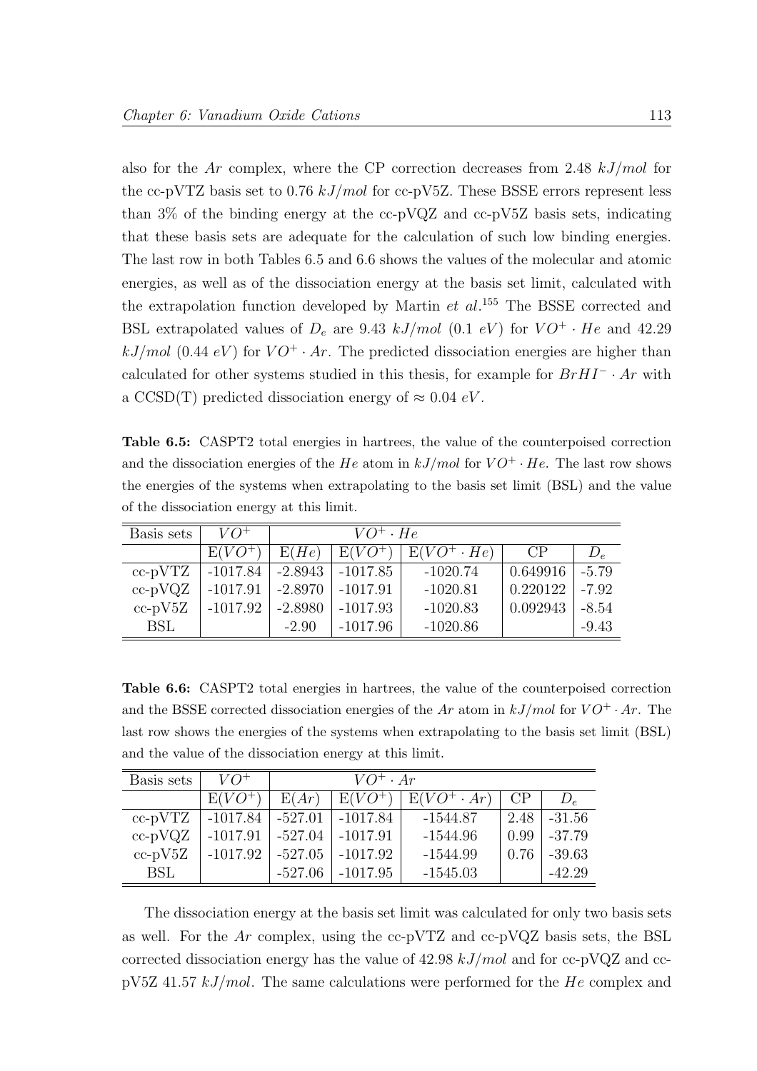also for the $Ar$ complex, where the CP correction decreases from 2.48 $kJ/mol$ for the cc-pVTZ basis set to 0.76 $kJ/mol$ for cc-pV5Z. These BSSE errors represent less than 3% of the binding energy at the cc-pVQZ and cc-pV5Z basis sets, indicating that these basis sets are adequate for the calculation of such low binding energies. The last row in both Tables 6.5 and 6.6 shows the values of the molecular and atomic energies, as well as of the dissociation energy at the basis set limit, calculated with the extrapolation function developed by Martin *et al.*[155] The BSSE corrected and BSL extrapolated values of $D_e$ are 9.43 $kJ/mol$ (0.1 $eV$) for $VO^+ \cdot He$ and 42.29 $kJ/mol$ (0.44 $eV$) for $VO^+ \cdot Ar$. The predicted dissociation energies are higher than calculated for other systems studied in this thesis, for example for $BrHI^- \cdot Ar$ with a CCSD(T) predicted dissociation energy of $\approx 0.04$ $eV$.

**Table 6.5:** CASPT2 total energies in hartrees, the value of the counterpoised correction and the dissociation energies of the $He$ atom in $kJ/mol$ for $VO^+ \cdot He$. The last row shows the energies of the systems when extrapolating to the basis set limit (BSL) and the value of the dissociation energy at this limit.

| Basis sets | $VO^+$ | $VO^+ \cdot He$ | | | | |
|---|---|---|---|---|---|---|
| | E($VO^+$) | E($He$) | E($VO^+$) | E($VO^+ \cdot He$) | CP | $D_e$ |
| cc-pVTZ | -1017.84 | -2.8943 | -1017.85 | -1020.74 | 0.649916 | -5.79 |
| cc-pVQZ | -1017.91 | -2.8970 | -1017.91 | -1020.81 | 0.220122 | -7.92 |
| cc-pV5Z | -1017.92 | -2.8980 | -1017.93 | -1020.83 | 0.092943 | -8.54 |
| BSL | | -2.90 | -1017.96 | -1020.86 | | -9.43 |

**Table 6.6:** CASPT2 total energies in hartrees, the value of the counterpoised correction and the BSSE corrected dissociation energies of the $Ar$ atom in $kJ/mol$ for $VO^+ \cdot Ar$. The last row shows the energies of the systems when extrapolating to the basis set limit (BSL) and the value of the dissociation energy at this limit.

| Basis sets | $VO^+$ | $VO^+ \cdot Ar$ | | | | |
|---|---|---|---|---|---|---|
| | E($VO^+$) | E($Ar$) | E($VO^+$) | E($VO^+ \cdot Ar$) | CP | $D_e$ |
| cc-pVTZ | -1017.84 | -527.01 | -1017.84 | -1544.87 | 2.48 | -31.56 |
| cc-pVQZ | -1017.91 | -527.04 | -1017.91 | -1544.96 | 0.99 | -37.79 |
| cc-pV5Z | -1017.92 | -527.05 | -1017.92 | -1544.99 | 0.76 | -39.63 |
| BSL | | -527.06 | -1017.95 | -1545.03 | | -42.29 |

The dissociation energy at the basis set limit was calculated for only two basis sets as well. For the $Ar$ complex, using the cc-pVTZ and cc-pVQZ basis sets, the BSL corrected dissociation energy has the value of 42.98 $kJ/mol$ and for cc-pVQZ and cc-pV5Z 41.57 $kJ/mol$. The same calculations were performed for the $He$ complex and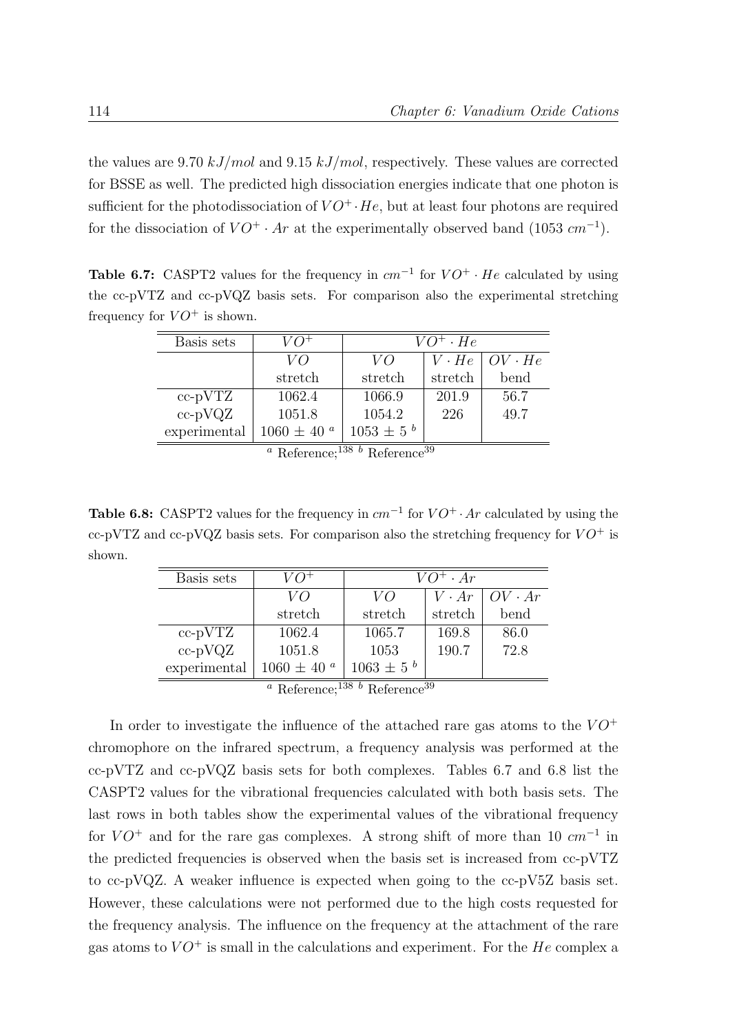the values are 9.70 $kJ/mol$ and 9.15 $kJ/mol$, respectively. These values are corrected for BSSE as well. The predicted high dissociation energies indicate that one photon is sufficient for the photodissociation of $VO^+ \cdot He$, but at least four photons are required for the dissociation of $VO^+ \cdot Ar$ at the experimentally observed band (1053 $cm^{-1}$).

**Table 6.7:** CASPT2 values for the frequency in $cm^{-1}$ for $VO^+ \cdot He$ calculated by using the cc-pVTZ and cc-pVQZ basis sets. For comparison also the experimental stretching frequency for $VO^+$ is shown.

| Basis sets | $VO^+$ | $VO^+ \cdot He$ | | |
|---|---|---|---|---|
| | $VO$ stretch | $VO$ stretch | $V \cdot He$ stretch | $OV \cdot He$ bend |
| cc-pVTZ | 1062.4 | 1066.9 | 201.9 | 56.7 |
| cc-pVQZ | 1051.8 | 1054.2 | 226 | 49.7 |
| experimental | 1060 ± 40 [a] | 1053 ± 5 [b] | | |

[a] Reference;[138] [b] Reference[39]

**Table 6.8:** CASPT2 values for the frequency in $cm^{-1}$ for $VO^+ \cdot Ar$ calculated by using the cc-pVTZ and cc-pVQZ basis sets. For comparison also the stretching frequency for $VO^+$ is shown.

| Basis sets | $VO^+$ | $VO^+ \cdot Ar$ | | |
|---|---|---|---|---|
| | $VO$ stretch | $VO$ stretch | $V \cdot Ar$ stretch | $OV \cdot Ar$ bend |
| cc-pVTZ | 1062.4 | 1065.7 | 169.8 | 86.0 |
| cc-pVQZ | 1051.8 | 1053 | 190.7 | 72.8 |
| experimental | 1060 ± 40 [a] | 1063 ± 5 [b] | | |

[a] Reference;[138] [b] Reference[39]

In order to investigate the influence of the attached rare gas atoms to the $VO^+$ chromophore on the infrared spectrum, a frequency analysis was performed at the cc-pVTZ and cc-pVQZ basis sets for both complexes. Tables 6.7 and 6.8 list the CASPT2 values for the vibrational frequencies calculated with both basis sets. The last rows in both tables show the experimental values of the vibrational frequency for $VO^+$ and for the rare gas complexes. A strong shift of more than 10 $cm^{-1}$ in the predicted frequencies is observed when the basis set is increased from cc-pVTZ to cc-pVQZ. A weaker influence is expected when going to the cc-pV5Z basis set. However, these calculations were not performed due to the high costs requested for the frequency analysis. The influence on the frequency at the attachment of the rare gas atoms to $VO^+$ is small in the calculations and experiment. For the $He$ complex a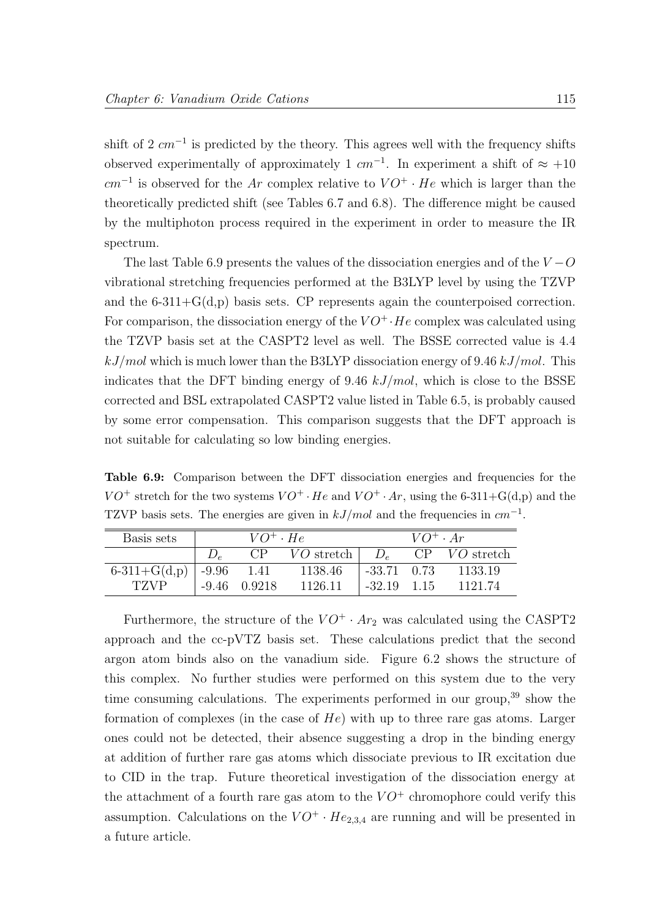shift of 2 $cm^{-1}$ is predicted by the theory. This agrees well with the frequency shifts observed experimentally of approximately 1 $cm^{-1}$. In experiment a shift of $\approx +10$ $cm^{-1}$ is observed for the $Ar$ complex relative to $VO^+ \cdot He$ which is larger than the theoretically predicted shift (see Tables 6.7 and 6.8). The difference might be caused by the multiphoton process required in the experiment in order to measure the IR spectrum.

The last Table 6.9 presents the values of the dissociation energies and of the $V-O$ vibrational stretching frequencies performed at the B3LYP level by using the TZVP and the 6-311+G(d,p) basis sets. CP represents again the counterpoised correction. For comparison, the dissociation energy of the $VO^+ \cdot He$ complex was calculated using the TZVP basis set at the CASPT2 level as well. The BSSE corrected value is 4.4 $kJ/mol$ which is much lower than the B3LYP dissociation energy of 9.46 $kJ/mol$. This indicates that the DFT binding energy of 9.46 $kJ/mol$, which is close to the BSSE corrected and BSL extrapolated CASPT2 value listed in Table 6.5, is probably caused by some error compensation. This comparison suggests that the DFT approach is not suitable for calculating so low binding energies.

**Table 6.9:** Comparison between the DFT dissociation energies and frequencies for the $VO^+$ stretch for the two systems $VO^+ \cdot He$ and $VO^+ \cdot Ar$, using the 6-311+G(d,p) and the TZVP basis sets. The energies are given in $kJ/mol$ and the frequencies in $cm^{-1}$.

| Basis sets | $VO^+ \cdot He$ | | | $VO^+ \cdot Ar$ | | |
|---|---|---|---|---|---|---|
| | $D_e$ | CP | $VO$ stretch | $D_e$ | CP | $VO$ stretch |
| 6-311+G(d,p) | -9.96 | 1.41 | 1138.46 | -33.71 | 0.73 | 1133.19 |
| TZVP | -9.46 | 0.9218 | 1126.11 | -32.19 | 1.15 | 1121.74 |

Furthermore, the structure of the $VO^+ \cdot Ar_2$ was calculated using the CASPT2 approach and the cc-pVTZ basis set. These calculations predict that the second argon atom binds also on the vanadium side. Figure 6.2 shows the structure of this complex. No further studies were performed on this system due to the very time consuming calculations. The experiments performed in our group,[39] show the formation of complexes (in the case of $He$) with up to three rare gas atoms. Larger ones could not be detected, their absence suggesting a drop in the binding energy at addition of further rare gas atoms which dissociate previous to IR excitation due to CID in the trap. Future theoretical investigation of the dissociation energy at the attachment of a fourth rare gas atom to the $VO^+$ chromophore could verify this assumption. Calculations on the $VO^+ \cdot He_{2,3,4}$ are running and will be presented in a future article.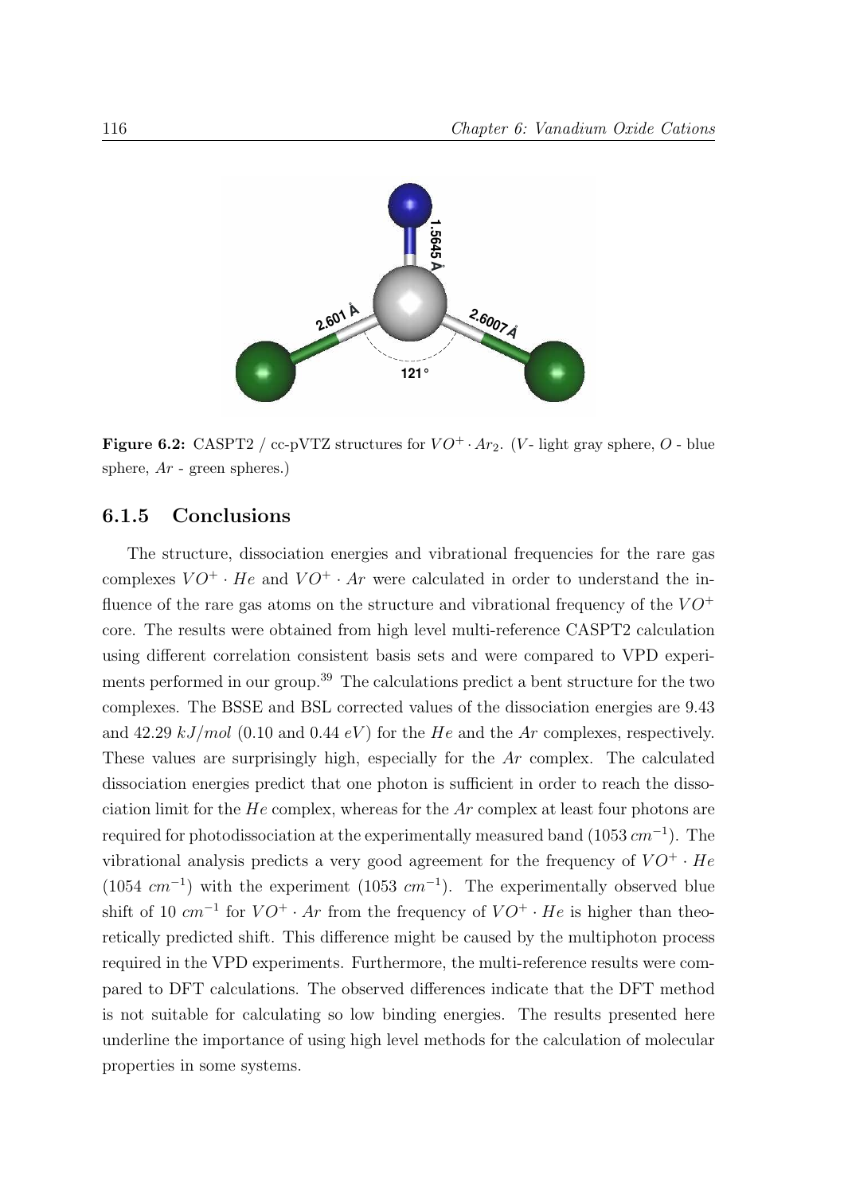**Figure 6.2:** CASPT2 / cc-pVTZ structures for $VO^+ \cdot Ar_2$. ($V$- light gray sphere, $O$ - blue sphere, $Ar$ - green spheres.)

### 6.1.5 Conclusions

The structure, dissociation energies and vibrational frequencies for the rare gas complexes $VO^+ \cdot He$ and $VO^+ \cdot Ar$ were calculated in order to understand the influence of the rare gas atoms on the structure and vibrational frequency of the $VO^+$ core. The results were obtained from high level multi-reference CASPT2 calculation using different correlation consistent basis sets and were compared to VPD experiments performed in our group.[39] The calculations predict a bent structure for the two complexes. The BSSE and BSL corrected values of the dissociation energies are 9.43 and 42.29 $kJ/mol$ (0.10 and 0.44 $eV$) for the $He$ and the $Ar$ complexes, respectively. These values are surprisingly high, especially for the $Ar$ complex. The calculated dissociation energies predict that one photon is sufficient in order to reach the dissociation limit for the $He$ complex, whereas for the $Ar$ complex at least four photons are required for photodissociation at the experimentally measured band (1053 $cm^{-1}$). The vibrational analysis predicts a very good agreement for the frequency of $VO^+ \cdot He$ (1054 $cm^{-1}$) with the experiment (1053 $cm^{-1}$). The experimentally observed blue shift of 10 $cm^{-1}$ for $VO^+ \cdot Ar$ from the frequency of $VO^+ \cdot He$ is higher than theoretically predicted shift. This difference might be caused by the multiphoton process required in the VPD experiments. Furthermore, the multi-reference results were compared to DFT calculations. The observed differences indicate that the DFT method is not suitable for calculating so low binding energies. The results presented here underline the importance of using high level methods for the calculation of molecular properties in some systems.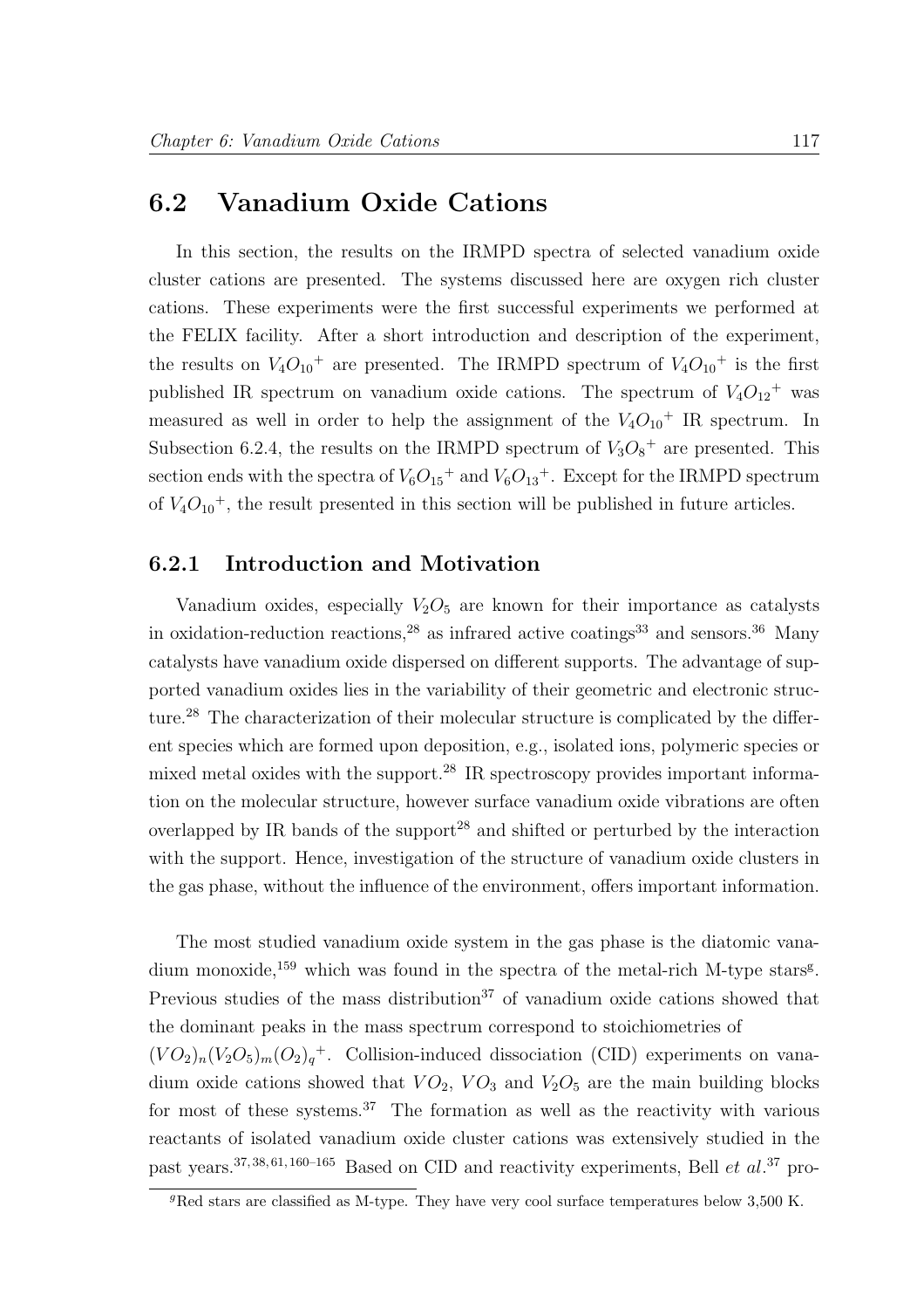## 6.2 Vanadium Oxide Cations

In this section, the results on the IRMPD spectra of selected vanadium oxide cluster cations are presented. The systems discussed here are oxygen rich cluster cations. These experiments were the first successful experiments we performed at the FELIX facility. After a short introduction and description of the experiment, the results on $V_4O_{10}{}^+$ are presented. The IRMPD spectrum of $V_4O_{10}{}^+$ is the first published IR spectrum on vanadium oxide cations. The spectrum of $V_4O_{12}{}^+$ was measured as well in order to help the assignment of the $V_4O_{10}{}^+$ IR spectrum. In Subsection 6.2.4, the results on the IRMPD spectrum of $V_3O_8{}^+$ are presented. This section ends with the spectra of $V_6O_{15}{}^+$ and $V_6O_{13}{}^+$. Except for the IRMPD spectrum of $V_4O_{10}{}^+$, the result presented in this section will be published in future articles.

### 6.2.1 Introduction and Motivation

Vanadium oxides, especially $V_2O_5$ are known for their importance as catalysts in oxidation-reduction reactions,[28] as infrared active coatings[33] and sensors.[36] Many catalysts have vanadium oxide dispersed on different supports. The advantage of supported vanadium oxides lies in the variability of their geometric and electronic structure.[28] The characterization of their molecular structure is complicated by the different species which are formed upon deposition, e.g., isolated ions, polymeric species or mixed metal oxides with the support.[28] IR spectroscopy provides important information on the molecular structure, however surface vanadium oxide vibrations are often overlapped by IR bands of the support[28] and shifted or perturbed by the interaction with the support. Hence, investigation of the structure of vanadium oxide clusters in the gas phase, without the influence of the environment, offers important information.

The most studied vanadium oxide system in the gas phase is the diatomic vanadium monoxide,[159] which was found in the spectra of the metal-rich M-type stars[g]. Previous studies of the mass distribution[37] of vanadium oxide cations showed that the dominant peaks in the mass spectrum correspond to stoichiometries of $(VO_2)_n(V_2O_5)_m(O_2)_q{}^+$. Collision-induced dissociation (CID) experiments on vanadium oxide cations showed that $VO_2$, $VO_3$ and $V_2O_5$ are the main building blocks for most of these systems.[37] The formation as well as the reactivity with various reactants of isolated vanadium oxide cluster cations was extensively studied in the past years.[37,38,61,160–165] Based on CID and reactivity experiments, Bell *et al*.[37] pro-

[g] Red stars are classified as M-type. They have very cool surface temperatures below 3,500 K.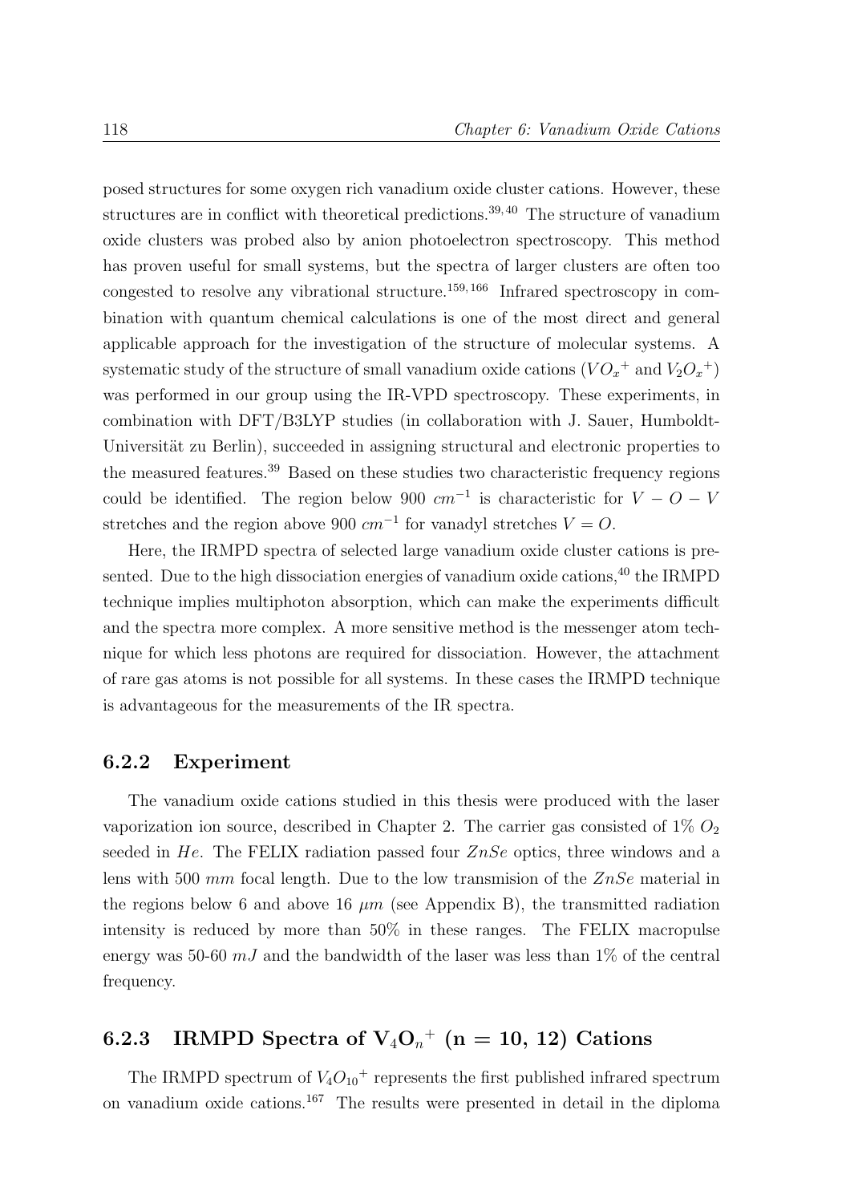posed structures for some oxygen rich vanadium oxide cluster cations. However, these structures are in conflict with theoretical predictions.[39,40] The structure of vanadium oxide clusters was probed also by anion photoelectron spectroscopy. This method has proven useful for small systems, but the spectra of larger clusters are often too congested to resolve any vibrational structure.[159,166] Infrared spectroscopy in combination with quantum chemical calculations is one of the most direct and general applicable approach for the investigation of the structure of molecular systems. A systematic study of the structure of small vanadium oxide cations ($VO_x{}^+$ and $V_2O_x{}^+$) was performed in our group using the IR-VPD spectroscopy. These experiments, in combination with DFT/B3LYP studies (in collaboration with J. Sauer, Humboldt-Universität zu Berlin), succeeded in assigning structural and electronic properties to the measured features.[39] Based on these studies two characteristic frequency regions could be identified. The region below 900 $cm^{-1}$ is characteristic for $V-O-V$ stretches and the region above 900 $cm^{-1}$ for vanadyl stretches $V=O$.

Here, the IRMPD spectra of selected large vanadium oxide cluster cations is presented. Due to the high dissociation energies of vanadium oxide cations,[40] the IRMPD technique implies multiphoton absorption, which can make the experiments difficult and the spectra more complex. A more sensitive method is the messenger atom technique for which less photons are required for dissociation. However, the attachment of rare gas atoms is not possible for all systems. In these cases the IRMPD technique is advantageous for the measurements of the IR spectra.

### 6.2.2 Experiment

The vanadium oxide cations studied in this thesis were produced with the laser vaporization ion source, described in Chapter 2. The carrier gas consisted of 1% $O_2$ seeded in $He$. The FELIX radiation passed four $ZnSe$ optics, three windows and a lens with 500 $mm$ focal length. Due to the low transmision of the $ZnSe$ material in the regions below 6 and above 16 $\mu m$ (see Appendix B), the transmitted radiation intensity is reduced by more than 50% in these ranges. The FELIX macropulse energy was 50-60 $mJ$ and the bandwidth of the laser was less than 1% of the central frequency.

### 6.2.3 IRMPD Spectra of $V_4O_n{}^+$ (n = 10, 12) Cations

The IRMPD spectrum of $V_4O_{10}{}^+$ represents the first published infrared spectrum on vanadium oxide cations.[167] The results were presented in detail in the diploma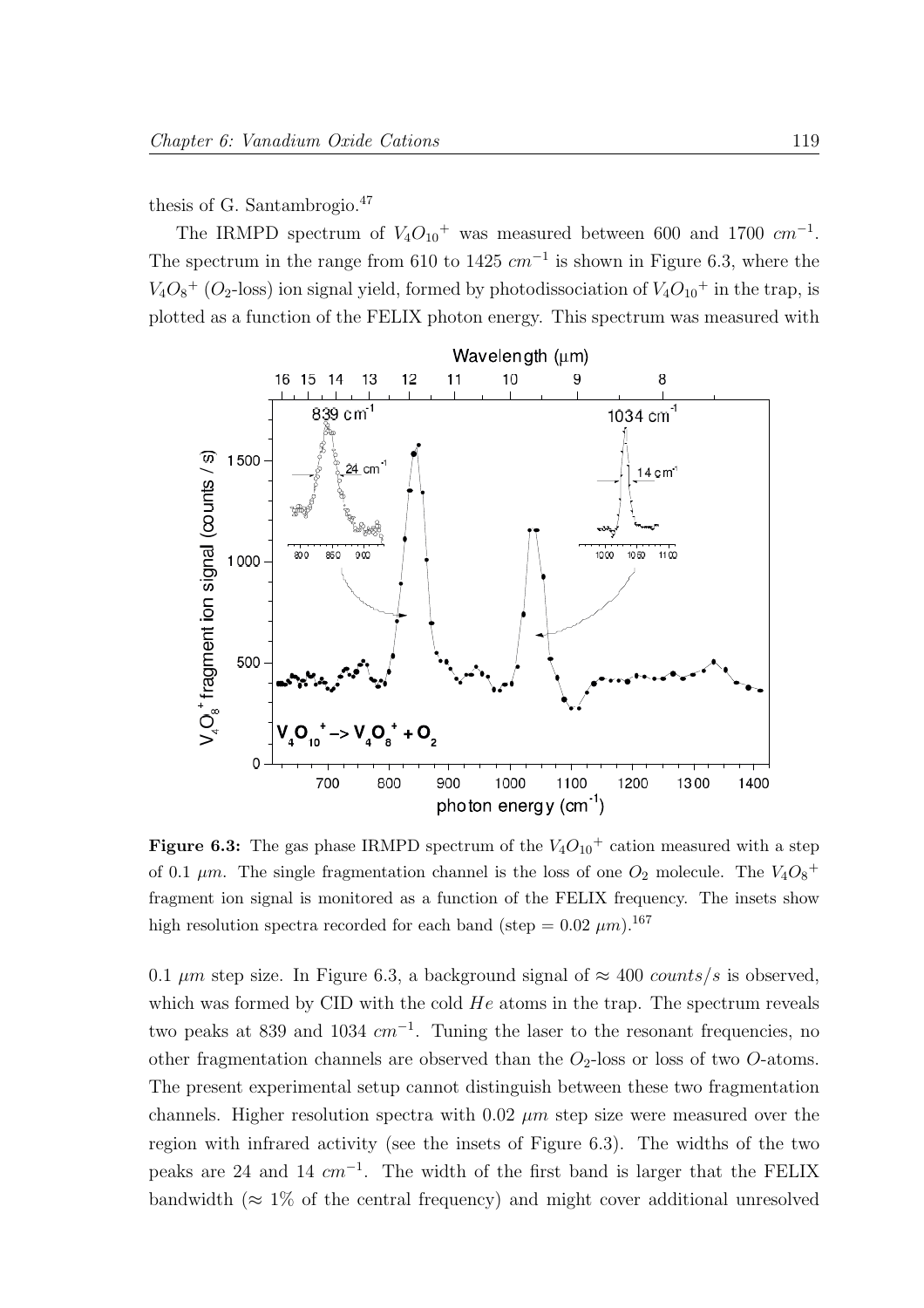thesis of G. Santambrogio.[47]

The IRMPD spectrum of $V_4O_{10}^+$ was measured between 600 and 1700 $cm^{-1}$. The spectrum in the range from 610 to 1425 $cm^{-1}$ is shown in Figure 6.3, where the $V_4O_8^+$ ($O_2$-loss) ion signal yield, formed by photodissociation of $V_4O_{10}^+$ in the trap, is plotted as a function of the FELIX photon energy. This spectrum was measured with

**Figure 6.3:** The gas phase IRMPD spectrum of the $V_4O_{10}^+$ cation measured with a step of 0.1 $\mu m$. The single fragmentation channel is the loss of one $O_2$ molecule. The $V_4O_8^+$ fragment ion signal is monitored as a function of the FELIX frequency. The insets show high resolution spectra recorded for each band (step = 0.02 $\mu m$).[167]

0.1 $\mu m$ step size. In Figure 6.3, a background signal of $\approx 400$ $counts/s$ is observed, which was formed by CID with the cold $He$ atoms in the trap. The spectrum reveals two peaks at 839 and 1034 $cm^{-1}$. Tuning the laser to the resonant frequencies, no other fragmentation channels are observed than the $O_2$-loss or loss of two $O$-atoms. The present experimental setup cannot distinguish between these two fragmentation channels. Higher resolution spectra with 0.02 $\mu m$ step size were measured over the region with infrared activity (see the insets of Figure 6.3). The widths of the two peaks are 24 and 14 $cm^{-1}$. The width of the first band is larger that the FELIX bandwidth ($\approx 1\%$ of the central frequency) and might cover additional unresolved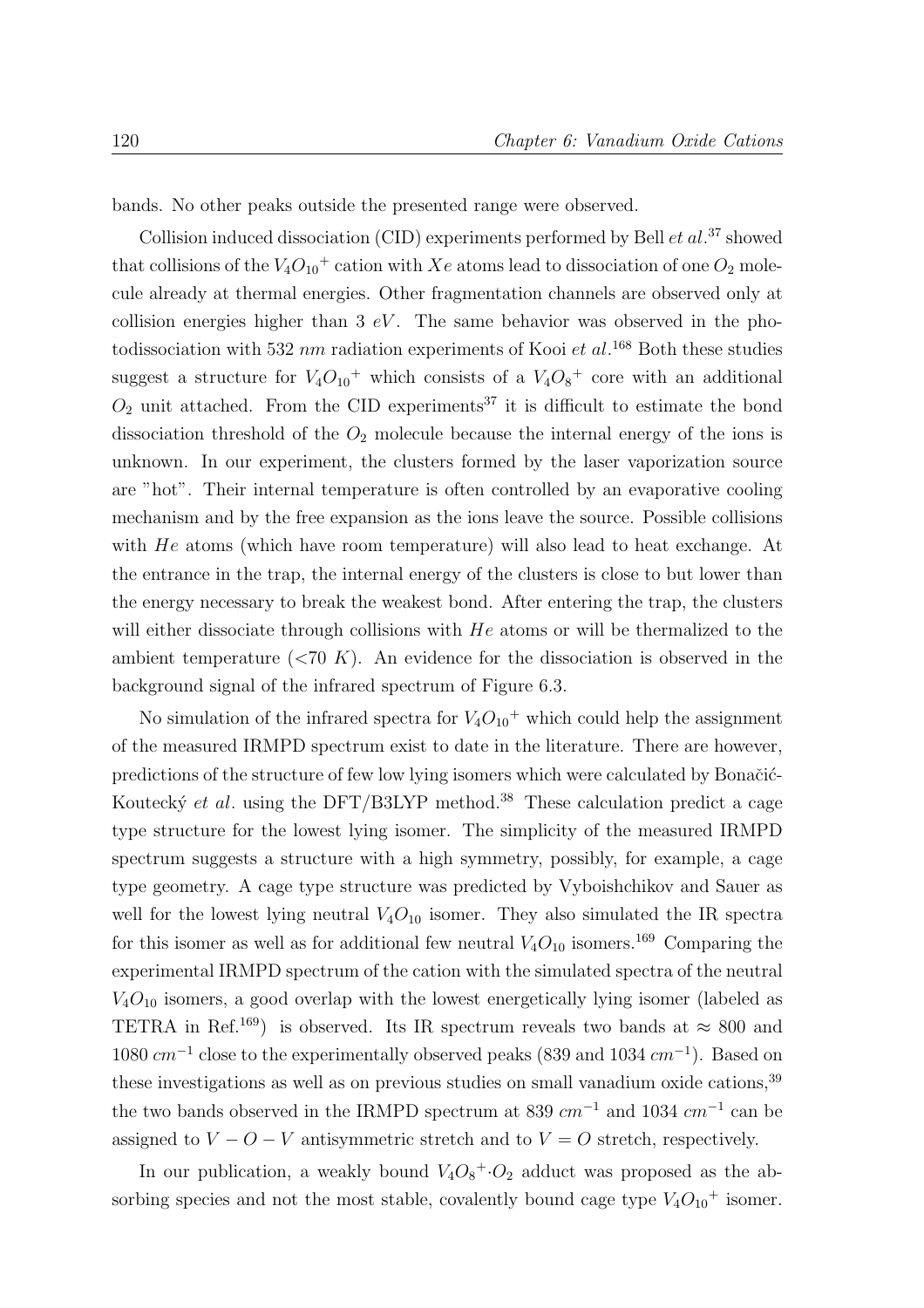bands. No other peaks outside the presented range were observed.

Collision induced dissociation (CID) experiments performed by Bell *et al.*[37] showed that collisions of the $V_4O_{10}{}^+$ cation with $Xe$ atoms lead to dissociation of one $O_2$ molecule already at thermal energies. Other fragmentation channels are observed only at collision energies higher than 3 $eV$. The same behavior was observed in the photodissociation with 532 $nm$ radiation experiments of Kooi *et al.*[168] Both these studies suggest a structure for $V_4O_{10}{}^+$ which consists of a $V_4O_8{}^+$ core with an additional $O_2$ unit attached. From the CID experiments[37] it is difficult to estimate the bond dissociation threshold of the $O_2$ molecule because the internal energy of the ions is unknown. In our experiment, the clusters formed by the laser vaporization source are "hot". Their internal temperature is often controlled by an evaporative cooling mechanism and by the free expansion as the ions leave the source. Possible collisions with $He$ atoms (which have room temperature) will also lead to heat exchange. At the entrance in the trap, the internal energy of the clusters is close to but lower than the energy necessary to break the weakest bond. After entering the trap, the clusters will either dissociate through collisions with $He$ atoms or will be thermalized to the ambient temperature ($<$70 $K$). An evidence for the dissociation is observed in the background signal of the infrared spectrum of Figure 6.3.

No simulation of the infrared spectra for $V_4O_{10}{}^+$ which could help the assignment of the measured IRMPD spectrum exist to date in the literature. There are however, predictions of the structure of few low lying isomers which were calculated by Bonačić-Koutecký *et al.* using the DFT/B3LYP method.[38] These calculation predict a cage type structure for the lowest lying isomer. The simplicity of the measured IRMPD spectrum suggests a structure with a high symmetry, possibly, for example, a cage type geometry. A cage type structure was predicted by Vyboishchikov and Sauer as well for the lowest lying neutral $V_4O_{10}$ isomer. They also simulated the IR spectra for this isomer as well as for additional few neutral $V_4O_{10}$ isomers.[169] Comparing the experimental IRMPD spectrum of the cation with the simulated spectra of the neutral $V_4O_{10}$ isomers, a good overlap with the lowest energetically lying isomer (labeled as TETRA in Ref.[169]) is observed. Its IR spectrum reveals two bands at $\approx$ 800 and 1080 $cm^{-1}$ close to the experimentally observed peaks (839 and 1034 $cm^{-1}$). Based on these investigations as well as on previous studies on small vanadium oxide cations,[39] the two bands observed in the IRMPD spectrum at 839 $cm^{-1}$ and 1034 $cm^{-1}$ can be assigned to $V-O-V$ antisymmetric stretch and to $V=O$ stretch, respectively.

In our publication, a weakly bound $V_4O_8{}^+{\cdot}O_2$ adduct was proposed as the absorbing species and not the most stable, covalently bound cage type $V_4O_{10}{}^+$ isomer.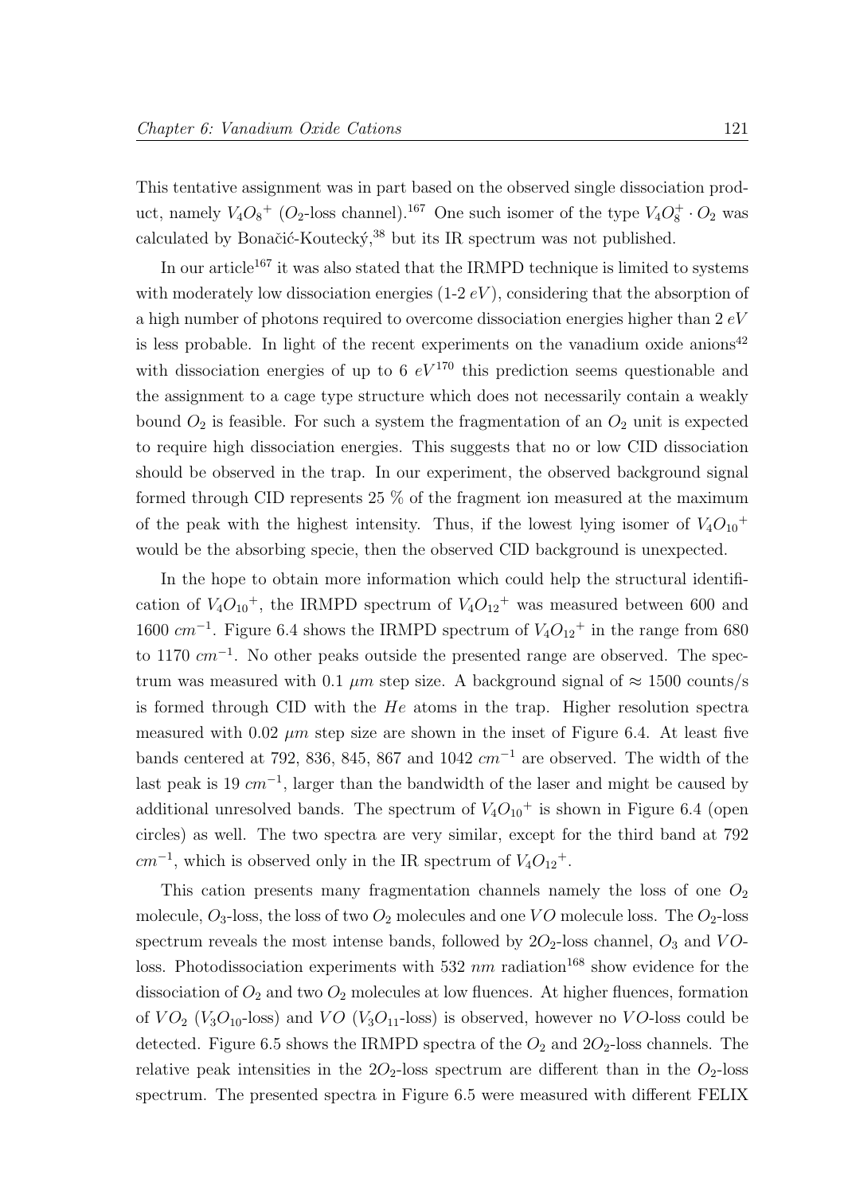This tentative assignment was in part based on the observed single dissociation product, namely $V_4O_8{}^+$ ($O_2$-loss channel).[167] One such isomer of the type $V_4O_8^+ \cdot O_2$ was calculated by Bonačić-Koutecký,[38] but its IR spectrum was not published.

In our article[167] it was also stated that the IRMPD technique is limited to systems with moderately low dissociation energies (1-2 $eV$), considering that the absorption of a high number of photons required to overcome dissociation energies higher than 2 $eV$ is less probable. In light of the recent experiments on the vanadium oxide anions[42] with dissociation energies of up to 6 $eV$[170] this prediction seems questionable and the assignment to a cage type structure which does not necessarily contain a weakly bound $O_2$ is feasible. For such a system the fragmentation of an $O_2$ unit is expected to require high dissociation energies. This suggests that no or low CID dissociation should be observed in the trap. In our experiment, the observed background signal formed through CID represents 25 % of the fragment ion measured at the maximum of the peak with the highest intensity. Thus, if the lowest lying isomer of $V_4O_{10}{}^+$ would be the absorbing specie, then the observed CID background is unexpected.

In the hope to obtain more information which could help the structural identification of $V_4O_{10}{}^+$, the IRMPD spectrum of $V_4O_{12}{}^+$ was measured between 600 and 1600 $cm^{-1}$. Figure 6.4 shows the IRMPD spectrum of $V_4O_{12}{}^+$ in the range from 680 to 1170 $cm^{-1}$. No other peaks outside the presented range are observed. The spectrum was measured with 0.1 $\mu m$ step size. A background signal of $\approx$ 1500 counts/s is formed through CID with the $He$ atoms in the trap. Higher resolution spectra measured with 0.02 $\mu m$ step size are shown in the inset of Figure 6.4. At least five bands centered at 792, 836, 845, 867 and 1042 $cm^{-1}$ are observed. The width of the last peak is 19 $cm^{-1}$, larger than the bandwidth of the laser and might be caused by additional unresolved bands. The spectrum of $V_4O_{10}{}^+$ is shown in Figure 6.4 (open circles) as well. The two spectra are very similar, except for the third band at 792 $cm^{-1}$, which is observed only in the IR spectrum of $V_4O_{12}{}^+$.

This cation presents many fragmentation channels namely the loss of one $O_2$ molecule, $O_3$-loss, the loss of two $O_2$ molecules and one $VO$ molecule loss. The $O_2$-loss spectrum reveals the most intense bands, followed by $2O_2$-loss channel, $O_3$ and $VO$-loss. Photodissociation experiments with 532 $nm$ radiation[168] show evidence for the dissociation of $O_2$ and two $O_2$ molecules at low fluences. At higher fluences, formation of $VO_2$ ($V_3O_{10}$-loss) and $VO$ ($V_3O_{11}$-loss) is observed, however no $VO$-loss could be detected. Figure 6.5 shows the IRMPD spectra of the $O_2$ and $2O_2$-loss channels. The relative peak intensities in the $2O_2$-loss spectrum are different than in the $O_2$-loss spectrum. The presented spectra in Figure 6.5 were measured with different FELIX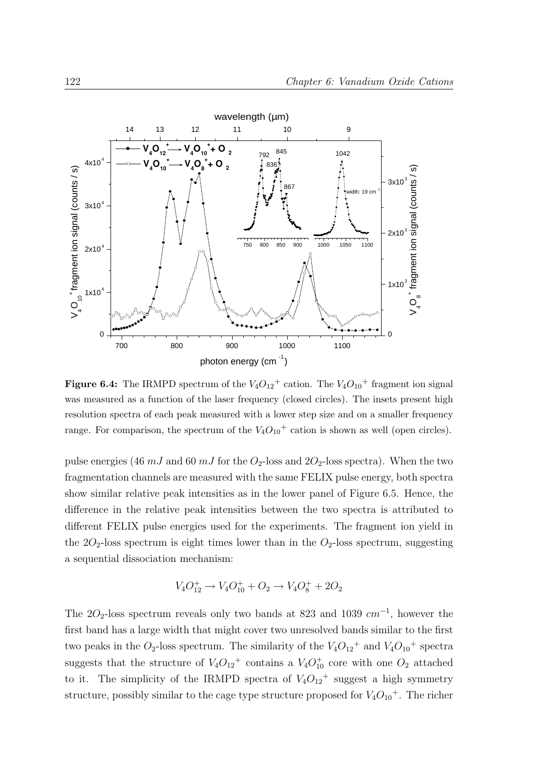**Figure 6.4:** The IRMPD spectrum of the $V_4O_{12}{}^+$ cation. The $V_4O_{10}{}^+$ fragment ion signal was measured as a function of the laser frequency (closed circles). The insets present high resolution spectra of each peak measured with a lower step size and on a smaller frequency range. For comparison, the spectrum of the $V_4O_{10}{}^+$ cation is shown as well (open circles).

pulse energies (46 $mJ$ and 60 $mJ$ for the $O_2$-loss and $2O_2$-loss spectra). When the two fragmentation channels are measured with the same FELIX pulse energy, both spectra show similar relative peak intensities as in the lower panel of Figure 6.5. Hence, the difference in the relative peak intensities between the two spectra is attributed to different FELIX pulse energies used for the experiments. The fragment ion yield in the $2O_2$-loss spectrum is eight times lower than in the $O_2$-loss spectrum, suggesting a sequential dissociation mechanism:

$$V_4O_{12}^+ \rightarrow V_4O_{10}^+ + O_2 \rightarrow V_4O_8^+ + 2O_2$$

The $2O_2$-loss spectrum reveals only two bands at 823 and 1039 $cm^{-1}$, however the first band has a large width that might cover two unresolved bands similar to the first two peaks in the $O_2$-loss spectrum. The similarity of the $V_4O_{12}{}^+$ and $V_4O_{10}{}^+$ spectra suggests that the structure of $V_4O_{12}{}^+$ contains a $V_4O_{10}^+$ core with one $O_2$ attached to it. The simplicity of the IRMPD spectra of $V_4O_{12}{}^+$ suggest a high symmetry structure, possibly similar to the cage type structure proposed for $V_4O_{10}{}^+$. The richer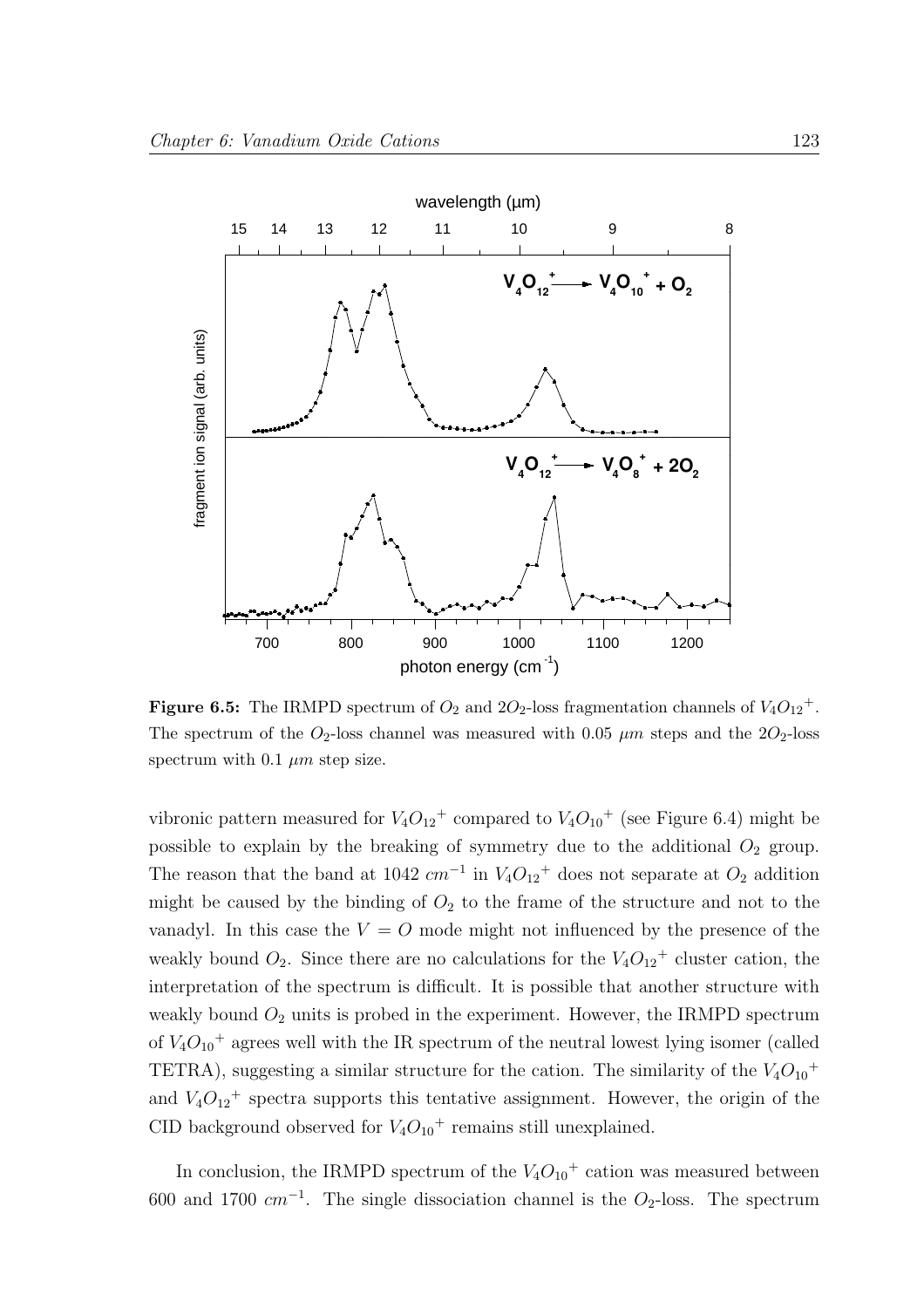**Figure 6.5:** The IRMPD spectrum of $O_2$ and $2O_2$-loss fragmentation channels of ${V_4O_{12}}^+$. The spectrum of the $O_2$-loss channel was measured with 0.05 $\mu m$ steps and the $2O_2$-loss spectrum with 0.1 $\mu m$ step size.

vibronic pattern measured for ${V_4O_{12}}^+$ compared to ${V_4O_{10}}^+$ (see Figure 6.4) might be possible to explain by the breaking of symmetry due to the additional $O_2$ group. The reason that the band at 1042 $cm^{-1}$ in ${V_4O_{12}}^+$ does not separate at $O_2$ addition might be caused by the binding of $O_2$ to the frame of the structure and not to the vanadyl. In this case the $V = O$ mode might not influenced by the presence of the weakly bound $O_2$. Since there are no calculations for the ${V_4O_{12}}^+$ cluster cation, the interpretation of the spectrum is difficult. It is possible that another structure with weakly bound $O_2$ units is probed in the experiment. However, the IRMPD spectrum of ${V_4O_{10}}^+$ agrees well with the IR spectrum of the neutral lowest lying isomer (called TETRA), suggesting a similar structure for the cation. The similarity of the ${V_4O_{10}}^+$ and ${V_4O_{12}}^+$ spectra supports this tentative assignment. However, the origin of the CID background observed for ${V_4O_{10}}^+$ remains still unexplained.

In conclusion, the IRMPD spectrum of the ${V_4O_{10}}^+$ cation was measured between 600 and 1700 $cm^{-1}$. The single dissociation channel is the $O_2$-loss. The spectrum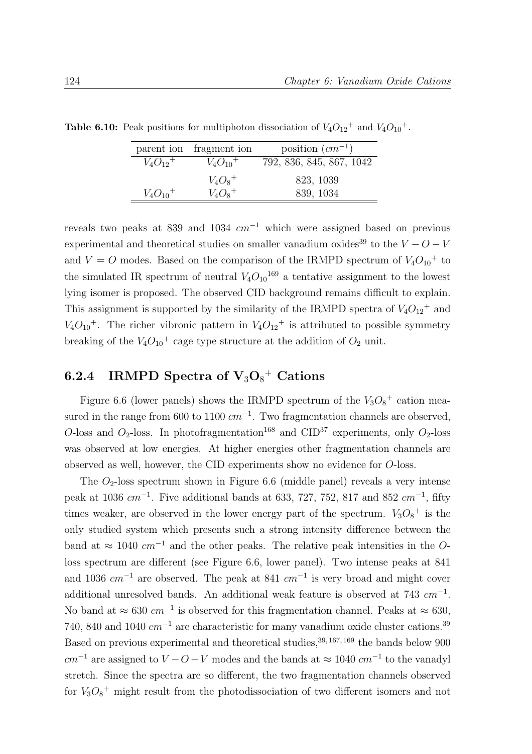**Table 6.10:** Peak positions for multiphoton dissociation of $V_4O_{12}^+$ and $V_4O_{10}^+$.

| parent ion | fragment ion | position ($cm^{-1}$) |
|---|---|---|
| $V_4O_{12}^+$ | $V_4O_{10}^+$ | 792, 836, 845, 867, 1042 |
| | $V_4O_8^+$ | 823, 1039 |
| $V_4O_{10}^+$ | $V_4O_8^+$ | 839, 1034 |

reveals two peaks at 839 and 1034 $cm^{-1}$ which were assigned based on previous experimental and theoretical studies on smaller vanadium oxides[39] to the $V-O-V$ and $V=O$ modes. Based on the comparison of the IRMPD spectrum of $V_4O_{10}^+$ to the simulated IR spectrum of neutral $V_4O_{10}$[169] a tentative assignment to the lowest lying isomer is proposed. The observed CID background remains difficult to explain. This assignment is supported by the similarity of the IRMPD spectra of $V_4O_{12}^+$ and $V_4O_{10}^+$. The richer vibronic pattern in $V_4O_{12}^+$ is attributed to possible symmetry breaking of the $V_4O_{10}^+$ cage type structure at the addition of $O_2$ unit.

### 6.2.4 IRMPD Spectra of $V_3O_8^+$ Cations

Figure 6.6 (lower panels) shows the IRMPD spectrum of the $V_3O_8^+$ cation measured in the range from 600 to 1100 $cm^{-1}$. Two fragmentation channels are observed, $O$-loss and $O_2$-loss. In photofragmentation[168] and CID[37] experiments, only $O_2$-loss was observed at low energies. At higher energies other fragmentation channels are observed as well, however, the CID experiments show no evidence for $O$-loss.

The $O_2$-loss spectrum shown in Figure 6.6 (middle panel) reveals a very intense peak at 1036 $cm^{-1}$. Five additional bands at 633, 727, 752, 817 and 852 $cm^{-1}$, fifty times weaker, are observed in the lower energy part of the spectrum. $V_3O_8^+$ is the only studied system which presents such a strong intensity difference between the band at $\approx 1040$ $cm^{-1}$ and the other peaks. The relative peak intensities in the $O$-loss spectrum are different (see Figure 6.6, lower panel). Two intense peaks at 841 and 1036 $cm^{-1}$ are observed. The peak at 841 $cm^{-1}$ is very broad and might cover additional unresolved bands. An additional weak feature is observed at 743 $cm^{-1}$. No band at $\approx 630$ $cm^{-1}$ is observed for this fragmentation channel. Peaks at $\approx 630$, 740, 840 and 1040 $cm^{-1}$ are characteristic for many vanadium oxide cluster cations.[39] Based on previous experimental and theoretical studies,[39,167,169] the bands below 900 $cm^{-1}$ are assigned to $V-O-V$ modes and the bands at $\approx 1040$ $cm^{-1}$ to the vanadyl stretch. Since the spectra are so different, the two fragmentation channels observed for $V_3O_8^+$ might result from the photodissociation of two different isomers and not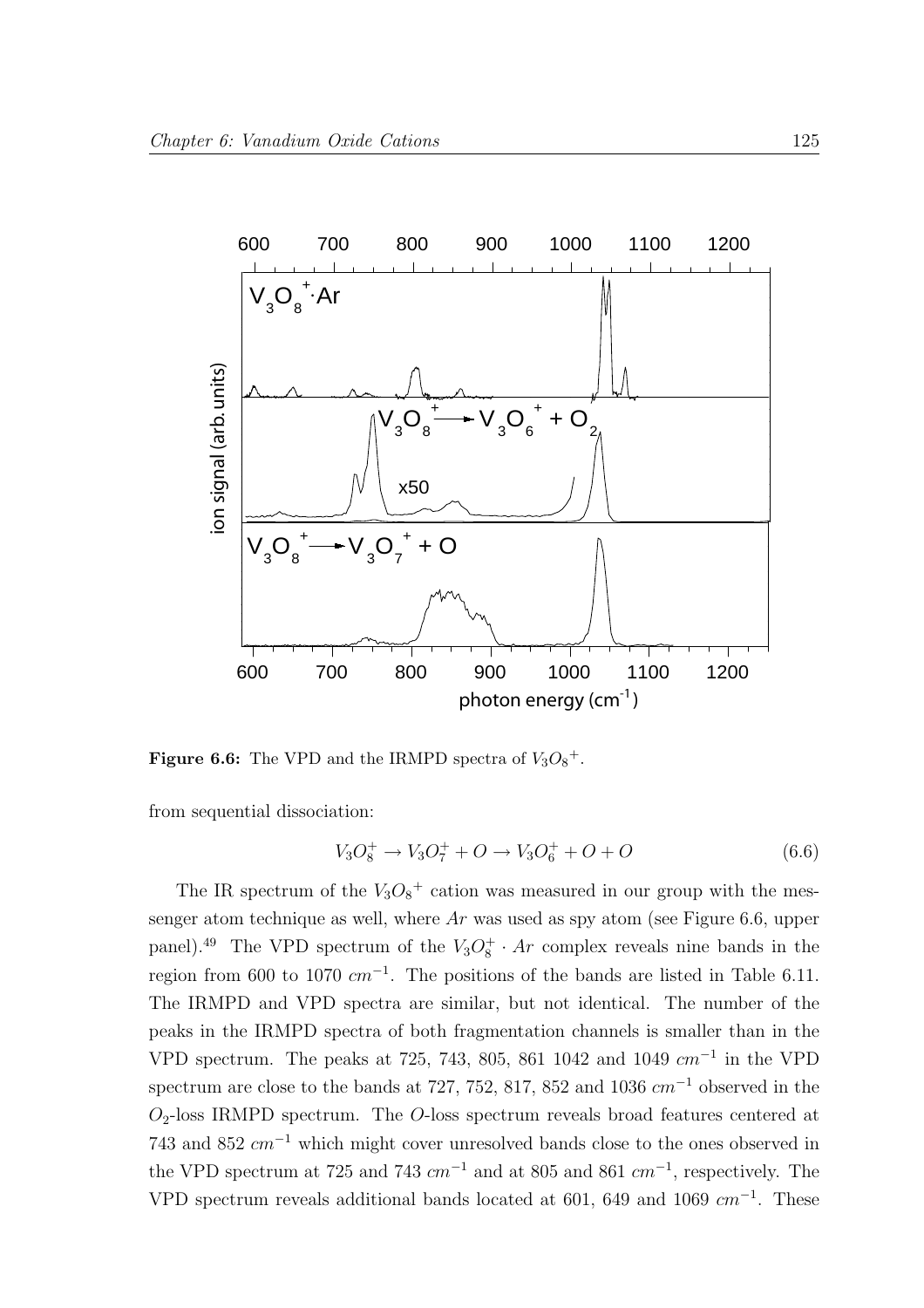**Figure 6.6:** The VPD and the IRMPD spectra of $V_3O_8{}^+$.

from sequential dissociation:

$$V_3O_8^+ \rightarrow V_3O_7^+ + O \rightarrow V_3O_6^+ + O + O \tag{6.6}$$

The IR spectrum of the $V_3O_8{}^+$ cation was measured in our group with the messenger atom technique as well, where $Ar$ was used as spy atom (see Figure 6.6, upper panel).[49] The VPD spectrum of the $V_3O_8^+ \cdot Ar$ complex reveals nine bands in the region from 600 to 1070 $cm^{-1}$. The positions of the bands are listed in Table 6.11. The IRMPD and VPD spectra are similar, but not identical. The number of the peaks in the IRMPD spectra of both fragmentation channels is smaller than in the VPD spectrum. The peaks at 725, 743, 805, 861 1042 and 1049 $cm^{-1}$ in the VPD spectrum are close to the bands at 727, 752, 817, 852 and 1036 $cm^{-1}$ observed in the $O_2$-loss IRMPD spectrum. The $O$-loss spectrum reveals broad features centered at 743 and 852 $cm^{-1}$ which might cover unresolved bands close to the ones observed in the VPD spectrum at 725 and 743 $cm^{-1}$ and at 805 and 861 $cm^{-1}$, respectively. The VPD spectrum reveals additional bands located at 601, 649 and 1069 $cm^{-1}$. These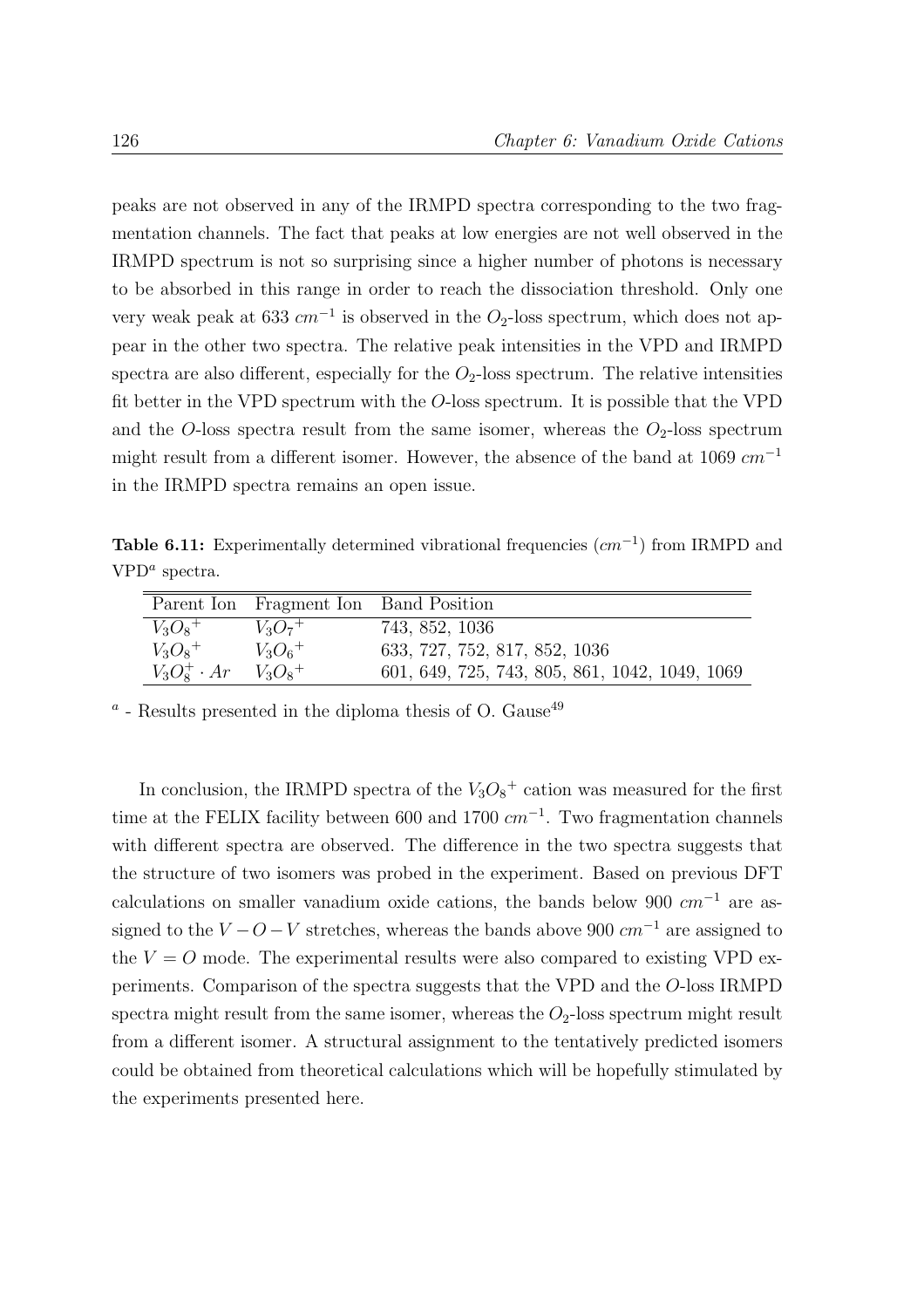peaks are not observed in any of the IRMPD spectra corresponding to the two fragmentation channels. The fact that peaks at low energies are not well observed in the IRMPD spectrum is not so surprising since a higher number of photons is necessary to be absorbed in this range in order to reach the dissociation threshold. Only one very weak peak at 633 $cm^{-1}$ is observed in the $O_2$-loss spectrum, which does not appear in the other two spectra. The relative peak intensities in the VPD and IRMPD spectra are also different, especially for the $O_2$-loss spectrum. The relative intensities fit better in the VPD spectrum with the $O$-loss spectrum. It is possible that the VPD and the $O$-loss spectra result from the same isomer, whereas the $O_2$-loss spectrum might result from a different isomer. However, the absence of the band at 1069 $cm^{-1}$ in the IRMPD spectra remains an open issue.

**Table 6.11:** Experimentally determined vibrational frequencies ($cm^{-1}$) from IRMPD and VPD[a] spectra.

| Parent Ion | Fragment Ion | Band Position |
|---|---|---|
| $V_3O_8{}^+$ | $V_3O_7{}^+$ | 743, 852, 1036 |
| $V_3O_8{}^+$ | $V_3O_6{}^+$ | 633, 727, 752, 817, 852, 1036 |
| $V_3O_8^+ \cdot Ar$ | $V_3O_8{}^+$ | 601, 649, 725, 743, 805, 861, 1042, 1049, 1069 |

[a] - Results presented in the diploma thesis of O. Gause[49]

In conclusion, the IRMPD spectra of the $V_3O_8{}^+$ cation was measured for the first time at the FELIX facility between 600 and 1700 $cm^{-1}$. Two fragmentation channels with different spectra are observed. The difference in the two spectra suggests that the structure of two isomers was probed in the experiment. Based on previous DFT calculations on smaller vanadium oxide cations, the bands below 900 $cm^{-1}$ are assigned to the $V-O-V$ stretches, whereas the bands above 900 $cm^{-1}$ are assigned to the $V=O$ mode. The experimental results were also compared to existing VPD experiments. Comparison of the spectra suggests that the VPD and the $O$-loss IRMPD spectra might result from the same isomer, whereas the $O_2$-loss spectrum might result from a different isomer. A structural assignment to the tentatively predicted isomers could be obtained from theoretical calculations which will be hopefully stimulated by the experiments presented here.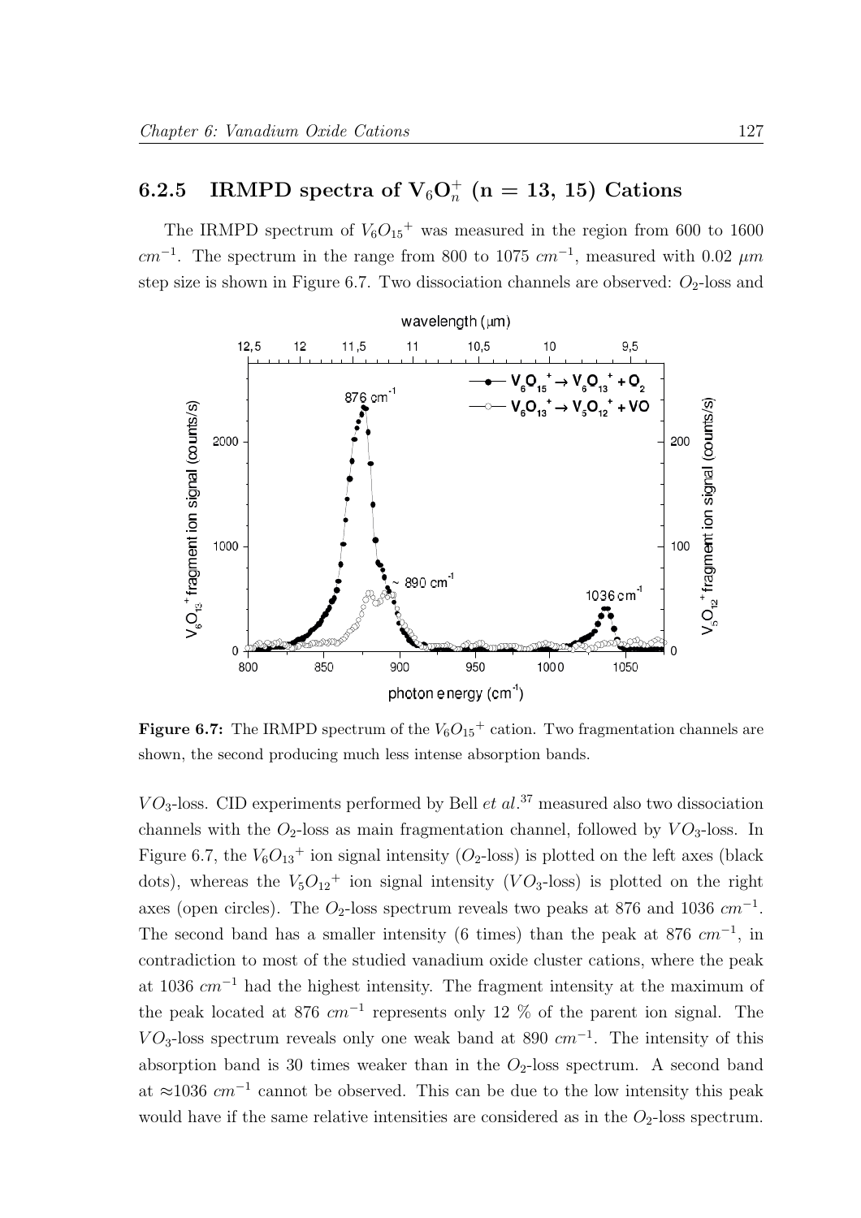### 6.2.5 IRMPD spectra of $V_6O_n^+$ (n = 13, 15) Cations

The IRMPD spectrum of $V_6O_{15}{}^+$ was measured in the region from 600 to 1600 $cm^{-1}$. The spectrum in the range from 800 to 1075 $cm^{-1}$, measured with 0.02 $\mu m$ step size is shown in Figure 6.7. Two dissociation channels are observed: $O_2$-loss and

**Figure 6.7:** The IRMPD spectrum of the $V_6O_{15}{}^+$ cation. Two fragmentation channels are shown, the second producing much less intense absorption bands.

$VO_3$-loss. CID experiments performed by Bell *et al.*[37] measured also two dissociation channels with the $O_2$-loss as main fragmentation channel, followed by $VO_3$-loss. In Figure 6.7, the $V_6O_{13}{}^+$ ion signal intensity ($O_2$-loss) is plotted on the left axes (black dots), whereas the $V_5O_{12}{}^+$ ion signal intensity ($VO_3$-loss) is plotted on the right axes (open circles). The $O_2$-loss spectrum reveals two peaks at 876 and 1036 $cm^{-1}$. The second band has a smaller intensity (6 times) than the peak at 876 $cm^{-1}$, in contradiction to most of the studied vanadium oxide cluster cations, where the peak at 1036 $cm^{-1}$ had the highest intensity. The fragment intensity at the maximum of the peak located at 876 $cm^{-1}$ represents only 12 % of the parent ion signal. The $VO_3$-loss spectrum reveals only one weak band at 890 $cm^{-1}$. The intensity of this absorption band is 30 times weaker than in the $O_2$-loss spectrum. A second band at $\approx$1036 $cm^{-1}$ cannot be observed. This can be due to the low intensity this peak would have if the same relative intensities are considered as in the $O_2$-loss spectrum.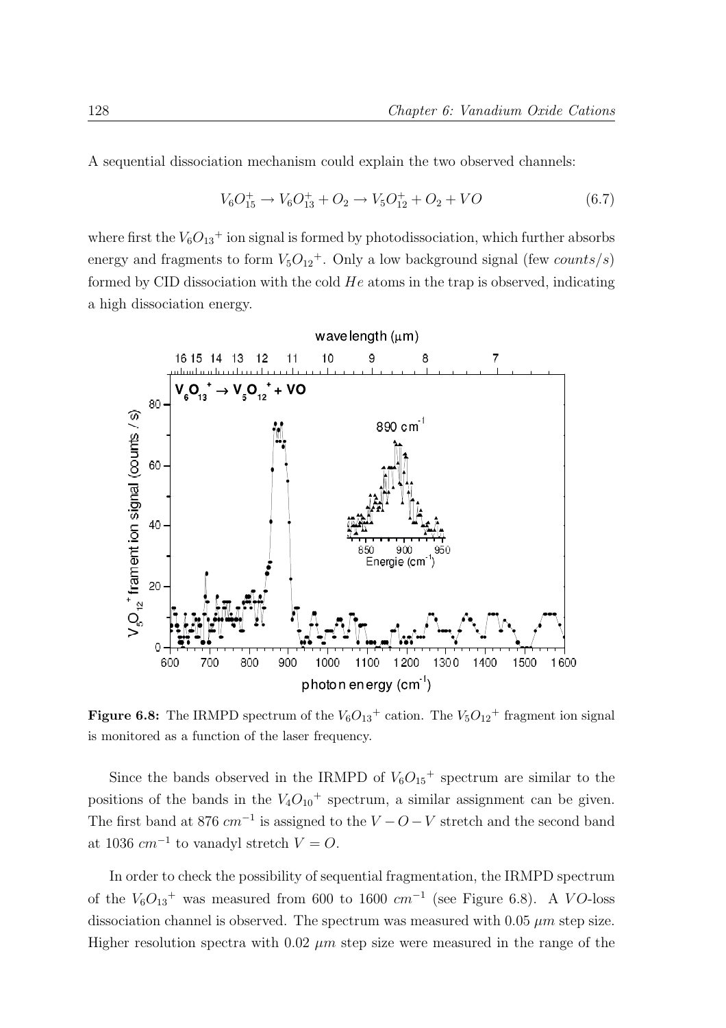A sequential dissociation mechanism could explain the two observed channels:

$$V_6O_{15}^+ \rightarrow V_6O_{13}^+ + O_2 \rightarrow V_5O_{12}^+ + O_2 + VO \tag{6.7}$$

where first the $V_6O_{13}{}^+$ ion signal is formed by photodissociation, which further absorbs energy and fragments to form $V_5O_{12}{}^+$. Only a low background signal (few *counts/s*) formed by CID dissociation with the cold *He* atoms in the trap is observed, indicating a high dissociation energy.

**Figure 6.8:** The IRMPD spectrum of the $V_6O_{13}{}^+$ cation. The $V_5O_{12}{}^+$ fragment ion signal is monitored as a function of the laser frequency.

Since the bands observed in the IRMPD of $V_6O_{15}{}^+$ spectrum are similar to the positions of the bands in the $V_4O_{10}{}^+$ spectrum, a similar assignment can be given. The first band at 876 $cm^{-1}$ is assigned to the $V-O-V$ stretch and the second band at 1036 $cm^{-1}$ to vanadyl stretch $V=O$.

In order to check the possibility of sequential fragmentation, the IRMPD spectrum of the $V_6O_{13}{}^+$ was measured from 600 to 1600 $cm^{-1}$ (see Figure 6.8). A $VO$-loss dissociation channel is observed. The spectrum was measured with 0.05 $\mu m$ step size. Higher resolution spectra with 0.02 $\mu m$ step size were measured in the range of the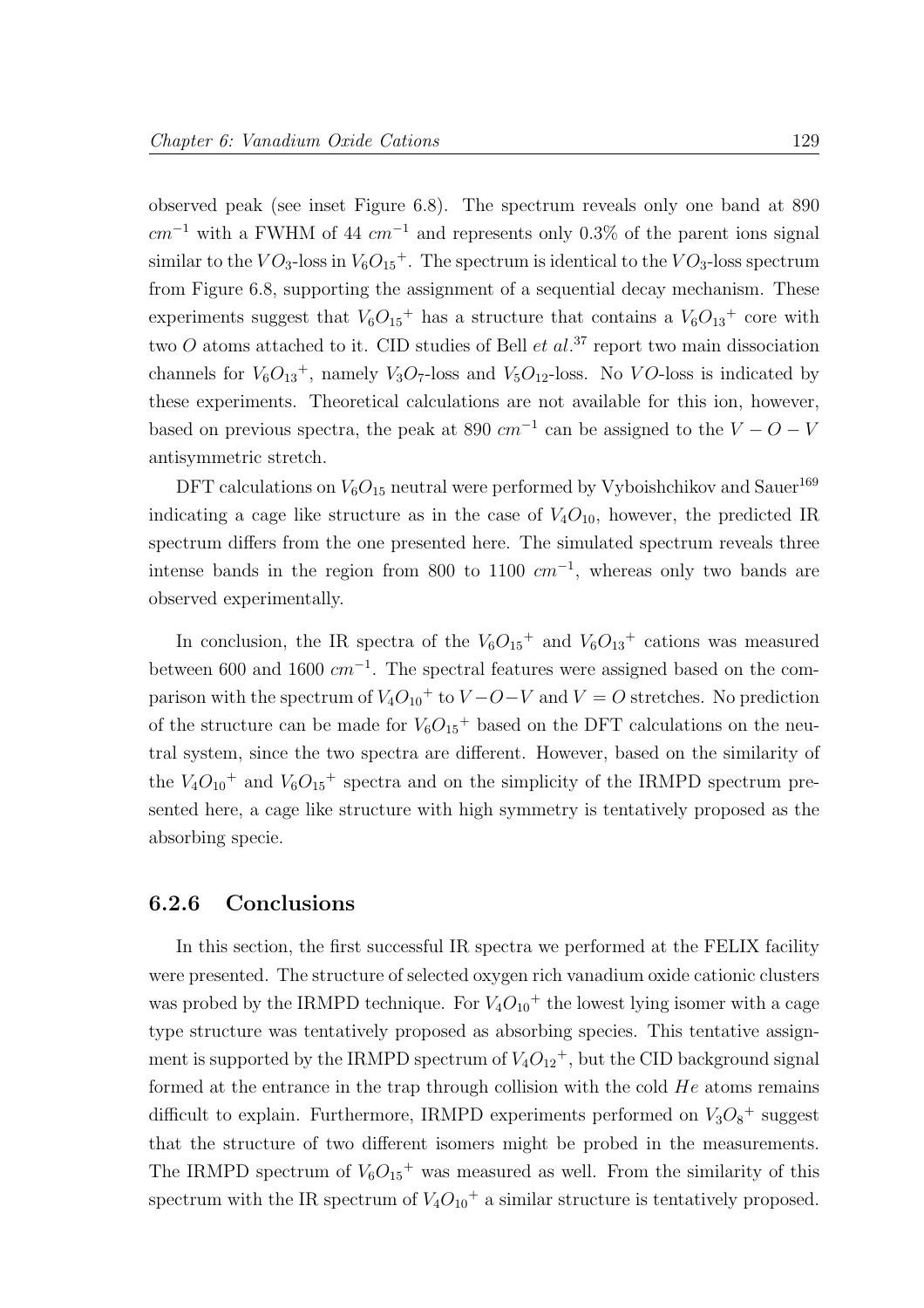observed peak (see inset Figure 6.8). The spectrum reveals only one band at 890 $cm^{-1}$ with a FWHM of 44 $cm^{-1}$ and represents only 0.3% of the parent ions signal similar to the $VO_3$-loss in ${V_6O_{15}}^+$. The spectrum is identical to the $VO_3$-loss spectrum from Figure 6.8, supporting the assignment of a sequential decay mechanism. These experiments suggest that ${V_6O_{15}}^+$ has a structure that contains a ${V_6O_{13}}^+$ core with two $O$ atoms attached to it. CID studies of Bell *et al.*[37] report two main dissociation channels for ${V_6O_{13}}^+$, namely $V_3O_7$-loss and $V_5O_{12}$-loss. No $VO$-loss is indicated by these experiments. Theoretical calculations are not available for this ion, however, based on previous spectra, the peak at 890 $cm^{-1}$ can be assigned to the $V-O-V$ antisymmetric stretch.

DFT calculations on $V_6O_{15}$ neutral were performed by Vyboishchikov and Sauer[169] indicating a cage like structure as in the case of $V_4O_{10}$, however, the predicted IR spectrum differs from the one presented here. The simulated spectrum reveals three intense bands in the region from 800 to 1100 $cm^{-1}$, whereas only two bands are observed experimentally.

In conclusion, the IR spectra of the ${V_6O_{15}}^+$ and ${V_6O_{13}}^+$ cations was measured between 600 and 1600 $cm^{-1}$. The spectral features were assigned based on the comparison with the spectrum of ${V_4O_{10}}^+$ to $V-O-V$ and $V=O$ stretches. No prediction of the structure can be made for ${V_6O_{15}}^+$ based on the DFT calculations on the neutral system, since the two spectra are different. However, based on the similarity of the ${V_4O_{10}}^+$ and ${V_6O_{15}}^+$ spectra and on the simplicity of the IRMPD spectrum presented here, a cage like structure with high symmetry is tentatively proposed as the absorbing specie.

### 6.2.6 Conclusions

In this section, the first successful IR spectra we performed at the FELIX facility were presented. The structure of selected oxygen rich vanadium oxide cationic clusters was probed by the IRMPD technique. For ${V_4O_{10}}^+$ the lowest lying isomer with a cage type structure was tentatively proposed as absorbing species. This tentative assignment is supported by the IRMPD spectrum of ${V_4O_{12}}^+$, but the CID background signal formed at the entrance in the trap through collision with the cold $He$ atoms remains difficult to explain. Furthermore, IRMPD experiments performed on ${V_3O_8}^+$ suggest that the structure of two different isomers might be probed in the measurements. The IRMPD spectrum of ${V_6O_{15}}^+$ was measured as well. From the similarity of this spectrum with the IR spectrum of ${V_4O_{10}}^+$ a similar structure is tentatively proposed.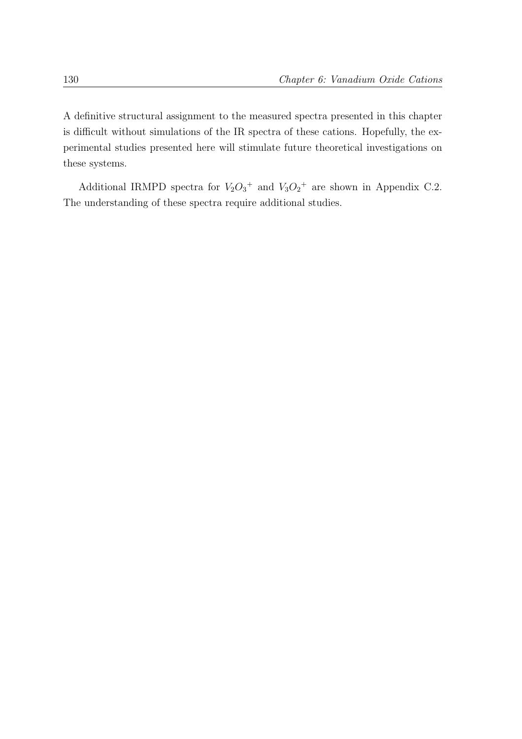A definitive structural assignment to the measured spectra presented in this chapter is difficult without simulations of the IR spectra of these cations. Hopefully, the experimental studies presented here will stimulate future theoretical investigations on these systems.

Additional IRMPD spectra for ${V_2O_3}^+$ and ${V_3O_2}^+$ are shown in Appendix C.2. The understanding of these spectra require additional studies.